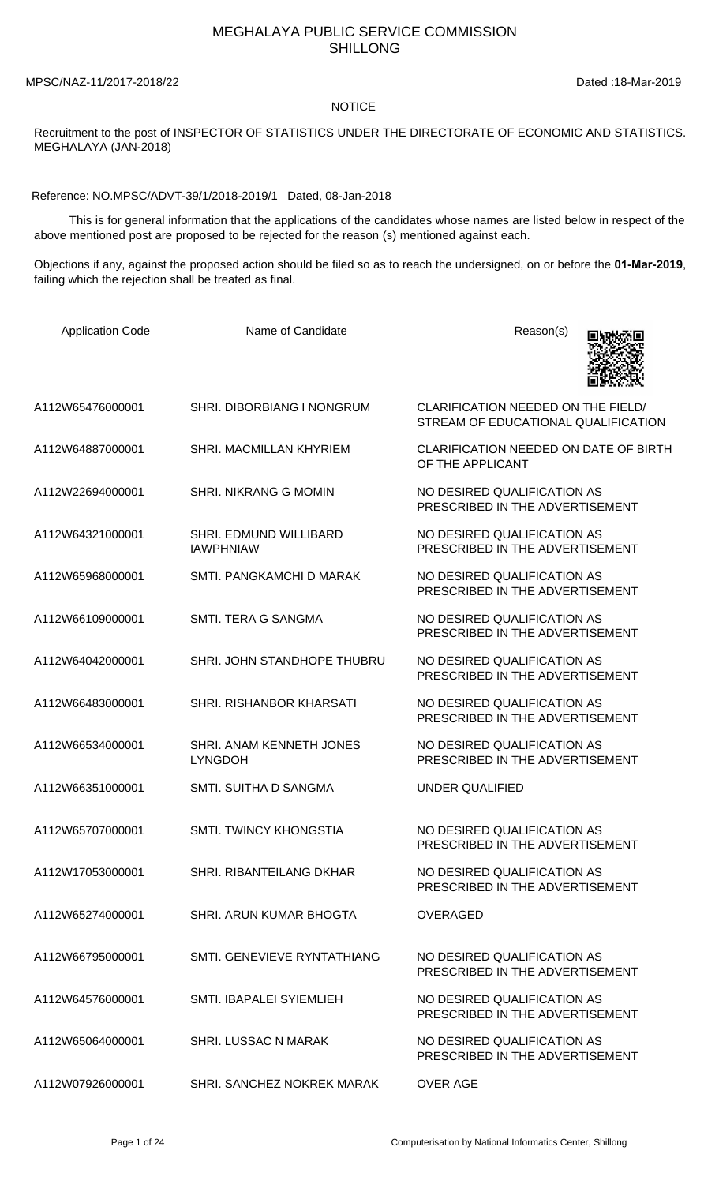# MEGHALAYA PUBLIC SERVICE COMMISSION
## SHILLONG

MPSC/NAZ-11/2017-2018/22 Dated :18-Mar-2019

NOTICE

Recruitment to the post of INSPECTOR OF STATISTICS UNDER THE DIRECTORATE OF ECONOMIC AND STATISTICS. MEGHALAYA (JAN-2018)

Reference: NO.MPSC/ADVT-39/1/2018-2019/1 Dated, 08-Jan-2018

This is for general information that the applications of the candidates whose names are listed below in respect of the above mentioned post are proposed to be rejected for the reason (s) mentioned against each.

Objections if any, against the proposed action should be filed so as to reach the undersigned, on or before the **01-Mar-2019**, failing which the rejection shall be treated as final.

| Application Code | Name of Candidate | Reason(s) |
|---|---|---|
| A112W65476000001 | SHRI. DIBORBIANG I NONGRUM | CLARIFICATION NEEDED ON THE FIELD/ STREAM OF EDUCATIONAL QUALIFICATION |
| A112W64887000001 | SHRI. MACMILLAN KHYRIEM | CLARIFICATION NEEDED ON DATE OF BIRTH OF THE APPLICANT |
| A112W22694000001 | SHRI. NIKRANG G MOMIN | NO DESIRED QUALIFICATION AS PRESCRIBED IN THE ADVERTISEMENT |
| A112W64321000001 | SHRI. EDMUND WILLIBARD IAWPHNIAW | NO DESIRED QUALIFICATION AS PRESCRIBED IN THE ADVERTISEMENT |
| A112W65968000001 | SMTI. PANGKAMCHI D MARAK | NO DESIRED QUALIFICATION AS PRESCRIBED IN THE ADVERTISEMENT |
| A112W66109000001 | SMTI. TERA G SANGMA | NO DESIRED QUALIFICATION AS PRESCRIBED IN THE ADVERTISEMENT |
| A112W64042000001 | SHRI. JOHN STANDHOPE THUBRU | NO DESIRED QUALIFICATION AS PRESCRIBED IN THE ADVERTISEMENT |
| A112W66483000001 | SHRI. RISHANBOR KHARSATI | NO DESIRED QUALIFICATION AS PRESCRIBED IN THE ADVERTISEMENT |
| A112W66534000001 | SHRI. ANAM KENNETH JONES LYNGDOH | NO DESIRED QUALIFICATION AS PRESCRIBED IN THE ADVERTISEMENT |
| A112W66351000001 | SMTI. SUITHA D SANGMA | UNDER QUALIFIED |
| A112W65707000001 | SMTI. TWINCY KHONGSTIA | NO DESIRED QUALIFICATION AS PRESCRIBED IN THE ADVERTISEMENT |
| A112W17053000001 | SHRI. RIBANTEILANG DKHAR | NO DESIRED QUALIFICATION AS PRESCRIBED IN THE ADVERTISEMENT |
| A112W65274000001 | SHRI. ARUN KUMAR BHOGTA | OVERAGED |
| A112W66795000001 | SMTI. GENEVIEVE RYNTATHIANG | NO DESIRED QUALIFICATION AS PRESCRIBED IN THE ADVERTISEMENT |
| A112W64576000001 | SMTI. IBAPALEI SYIEMLIEH | NO DESIRED QUALIFICATION AS PRESCRIBED IN THE ADVERTISEMENT |
| A112W65064000001 | SHRI. LUSSAC N MARAK | NO DESIRED QUALIFICATION AS PRESCRIBED IN THE ADVERTISEMENT |
| A112W07926000001 | SHRI. SANCHEZ NOKREK MARAK | OVER AGE |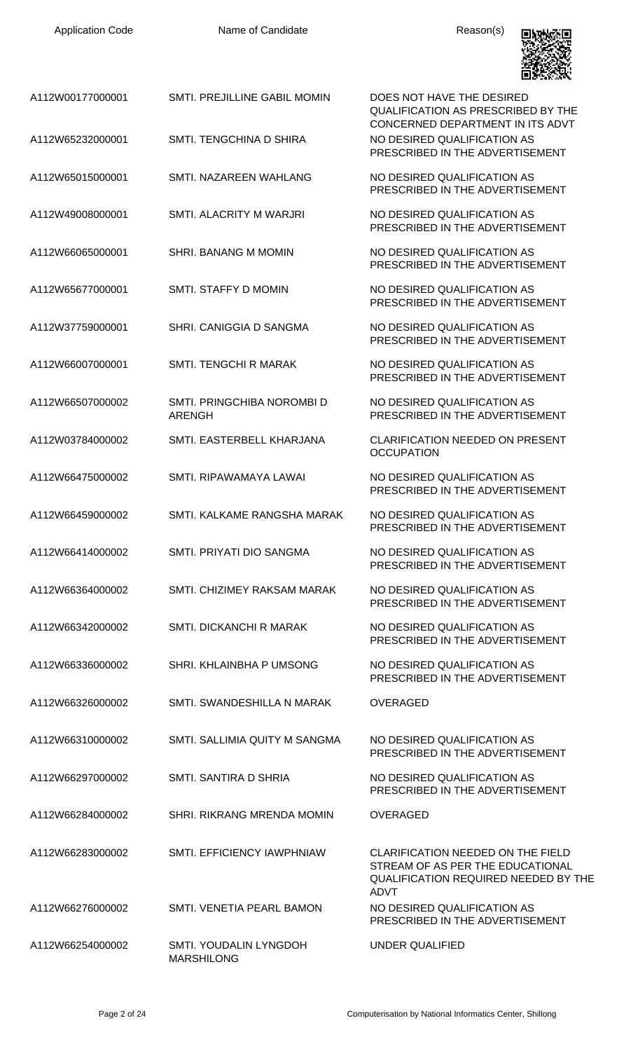| Application Code | Name of Candidate | Reason(s) |
|---|---|---|
| A112W00177000001 | SMTI. PREJILLINE GABIL MOMIN | DOES NOT HAVE THE DESIRED QUALIFICATION AS PRESCRIBED BY THE CONCERNED DEPARTMENT IN ITS ADVT |
| A112W65232000001 | SMTI. TENGCHINA D SHIRA | NO DESIRED QUALIFICATION AS PRESCRIBED IN THE ADVERTISEMENT |
| A112W65015000001 | SMTI. NAZAREEN WAHLANG | NO DESIRED QUALIFICATION AS PRESCRIBED IN THE ADVERTISEMENT |
| A112W49008000001 | SMTI. ALACRITY M WARJRI | NO DESIRED QUALIFICATION AS PRESCRIBED IN THE ADVERTISEMENT |
| A112W66065000001 | SHRI. BANANG M MOMIN | NO DESIRED QUALIFICATION AS PRESCRIBED IN THE ADVERTISEMENT |
| A112W65677000001 | SMTI. STAFFY D MOMIN | NO DESIRED QUALIFICATION AS PRESCRIBED IN THE ADVERTISEMENT |
| A112W37759000001 | SHRI. CANIGGIA D SANGMA | NO DESIRED QUALIFICATION AS PRESCRIBED IN THE ADVERTISEMENT |
| A112W66007000001 | SMTI. TENGCHI R MARAK | NO DESIRED QUALIFICATION AS PRESCRIBED IN THE ADVERTISEMENT |
| A112W66507000002 | SMTI. PRINGCHIBA NOROMBI D ARENGH | NO DESIRED QUALIFICATION AS PRESCRIBED IN THE ADVERTISEMENT |
| A112W03784000002 | SMTI. EASTERBELL KHARJANA | CLARIFICATION NEEDED ON PRESENT OCCUPATION |
| A112W66475000002 | SMTI. RIPAWAMAYA LAWAI | NO DESIRED QUALIFICATION AS PRESCRIBED IN THE ADVERTISEMENT |
| A112W66459000002 | SMTI. KALKAME RANGSHA MARAK | NO DESIRED QUALIFICATION AS PRESCRIBED IN THE ADVERTISEMENT |
| A112W66414000002 | SMTI. PRIYATI DIO SANGMA | NO DESIRED QUALIFICATION AS PRESCRIBED IN THE ADVERTISEMENT |
| A112W66364000002 | SMTI. CHIZIMEY RAKSAM MARAK | NO DESIRED QUALIFICATION AS PRESCRIBED IN THE ADVERTISEMENT |
| A112W66342000002 | SMTI. DICKANCHI R MARAK | NO DESIRED QUALIFICATION AS PRESCRIBED IN THE ADVERTISEMENT |
| A112W66336000002 | SHRI. KHLAINBHA P UMSONG | NO DESIRED QUALIFICATION AS PRESCRIBED IN THE ADVERTISEMENT |
| A112W66326000002 | SMTI. SWANDESHILLA N MARAK | OVERAGED |
| A112W66310000002 | SMTI. SALLIMIA QUITY M SANGMA | NO DESIRED QUALIFICATION AS PRESCRIBED IN THE ADVERTISEMENT |
| A112W66297000002 | SMTI. SANTIRA D SHRIA | NO DESIRED QUALIFICATION AS PRESCRIBED IN THE ADVERTISEMENT |
| A112W66284000002 | SHRI. RIKRANG MRENDA MOMIN | OVERAGED |
| A112W66283000002 | SMTI. EFFICIENCY IAWPHNIAW | CLARIFICATION NEEDED ON THE FIELD STREAM OF AS PER THE EDUCATIONAL QUALIFICATION REQUIRED NEEDED BY THE ADVT |
| A112W66276000002 | SMTI. VENETIA PEARL BAMON | NO DESIRED QUALIFICATION AS PRESCRIBED IN THE ADVERTISEMENT |
| A112W66254000002 | SMTI. YOUDALIN LYNGDOH MARSHILONG | UNDER QUALIFIED |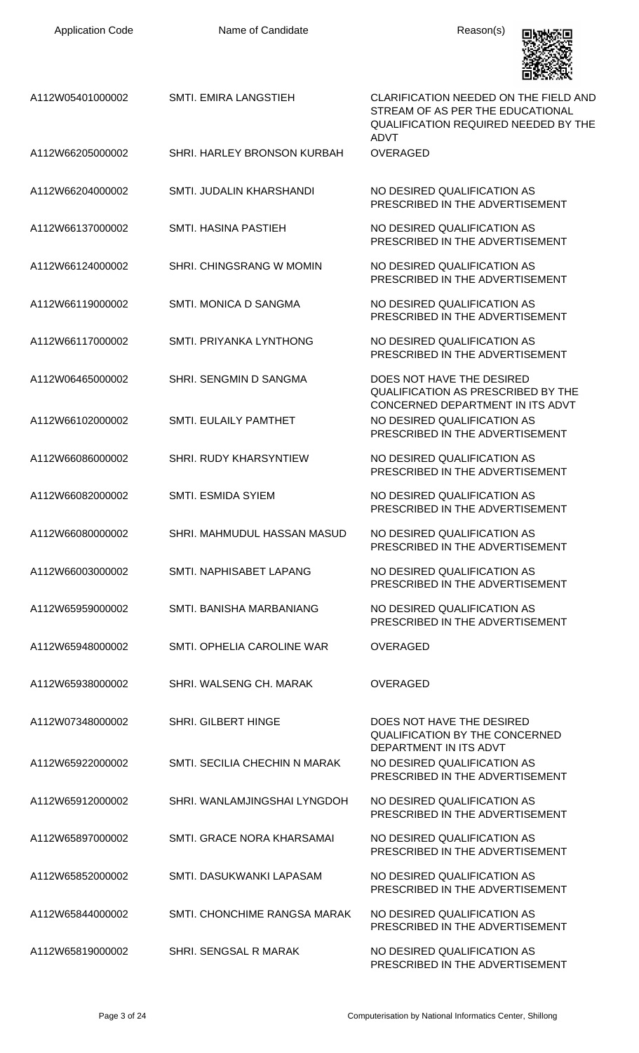| Application Code | Name of Candidate | Reason(s) |
| --- | --- | --- |
| A112W05401000002 | SMTI. EMIRA LANGSTIEH | CLARIFICATION NEEDED ON THE FIELD AND STREAM OF AS PER THE EDUCATIONAL QUALIFICATION REQUIRED NEEDED BY THE ADVT |
| A112W66205000002 | SHRI. HARLEY BRONSON KURBAH | OVERAGED |
| A112W66204000002 | SMTI. JUDALIN KHARSHANDI | NO DESIRED QUALIFICATION AS PRESCRIBED IN THE ADVERTISEMENT |
| A112W66137000002 | SMTI. HASINA PASTIEH | NO DESIRED QUALIFICATION AS PRESCRIBED IN THE ADVERTISEMENT |
| A112W66124000002 | SHRI. CHINGSRANG W MOMIN | NO DESIRED QUALIFICATION AS PRESCRIBED IN THE ADVERTISEMENT |
| A112W66119000002 | SMTI. MONICA D SANGMA | NO DESIRED QUALIFICATION AS PRESCRIBED IN THE ADVERTISEMENT |
| A112W66117000002 | SMTI. PRIYANKA LYNTHONG | NO DESIRED QUALIFICATION AS PRESCRIBED IN THE ADVERTISEMENT |
| A112W06465000002 | SHRI. SENGMIN D SANGMA | DOES NOT HAVE THE DESIRED QUALIFICATION AS PRESCRIBED BY THE CONCERNED DEPARTMENT IN ITS ADVT |
| A112W66102000002 | SMTI. EULAILY PAMTHET | NO DESIRED QUALIFICATION AS PRESCRIBED IN THE ADVERTISEMENT |
| A112W66086000002 | SHRI. RUDY KHARSYNTIEW | NO DESIRED QUALIFICATION AS PRESCRIBED IN THE ADVERTISEMENT |
| A112W66082000002 | SMTI. ESMIDA SYIEM | NO DESIRED QUALIFICATION AS PRESCRIBED IN THE ADVERTISEMENT |
| A112W66080000002 | SHRI. MAHMUDUL HASSAN MASUD | NO DESIRED QUALIFICATION AS PRESCRIBED IN THE ADVERTISEMENT |
| A112W66003000002 | SMTI. NAPHISABET LAPANG | NO DESIRED QUALIFICATION AS PRESCRIBED IN THE ADVERTISEMENT |
| A112W65959000002 | SMTI. BANISHA MARBANIANG | NO DESIRED QUALIFICATION AS PRESCRIBED IN THE ADVERTISEMENT |
| A112W65948000002 | SMTI. OPHELIA CAROLINE WAR | OVERAGED |
| A112W65938000002 | SHRI. WALSENG CH. MARAK | OVERAGED |
| A112W07348000002 | SHRI. GILBERT HINGE | DOES NOT HAVE THE DESIRED QUALIFICATION BY THE CONCERNED DEPARTMENT IN ITS ADVT |
| A112W65922000002 | SMTI. SECILIA CHECHIN N MARAK | NO DESIRED QUALIFICATION AS PRESCRIBED IN THE ADVERTISEMENT |
| A112W65912000002 | SHRI. WANLAMJINGSHAI LYNGDOH | NO DESIRED QUALIFICATION AS PRESCRIBED IN THE ADVERTISEMENT |
| A112W65897000002 | SMTI. GRACE NORA KHARSAMAI | NO DESIRED QUALIFICATION AS PRESCRIBED IN THE ADVERTISEMENT |
| A112W65852000002 | SMTI. DASUKWANKI LAPASAM | NO DESIRED QUALIFICATION AS PRESCRIBED IN THE ADVERTISEMENT |
| A112W65844000002 | SMTI. CHONCHIME RANGSA MARAK | NO DESIRED QUALIFICATION AS PRESCRIBED IN THE ADVERTISEMENT |
| A112W65819000002 | SHRI. SENGSAL R MARAK | NO DESIRED QUALIFICATION AS PRESCRIBED IN THE ADVERTISEMENT |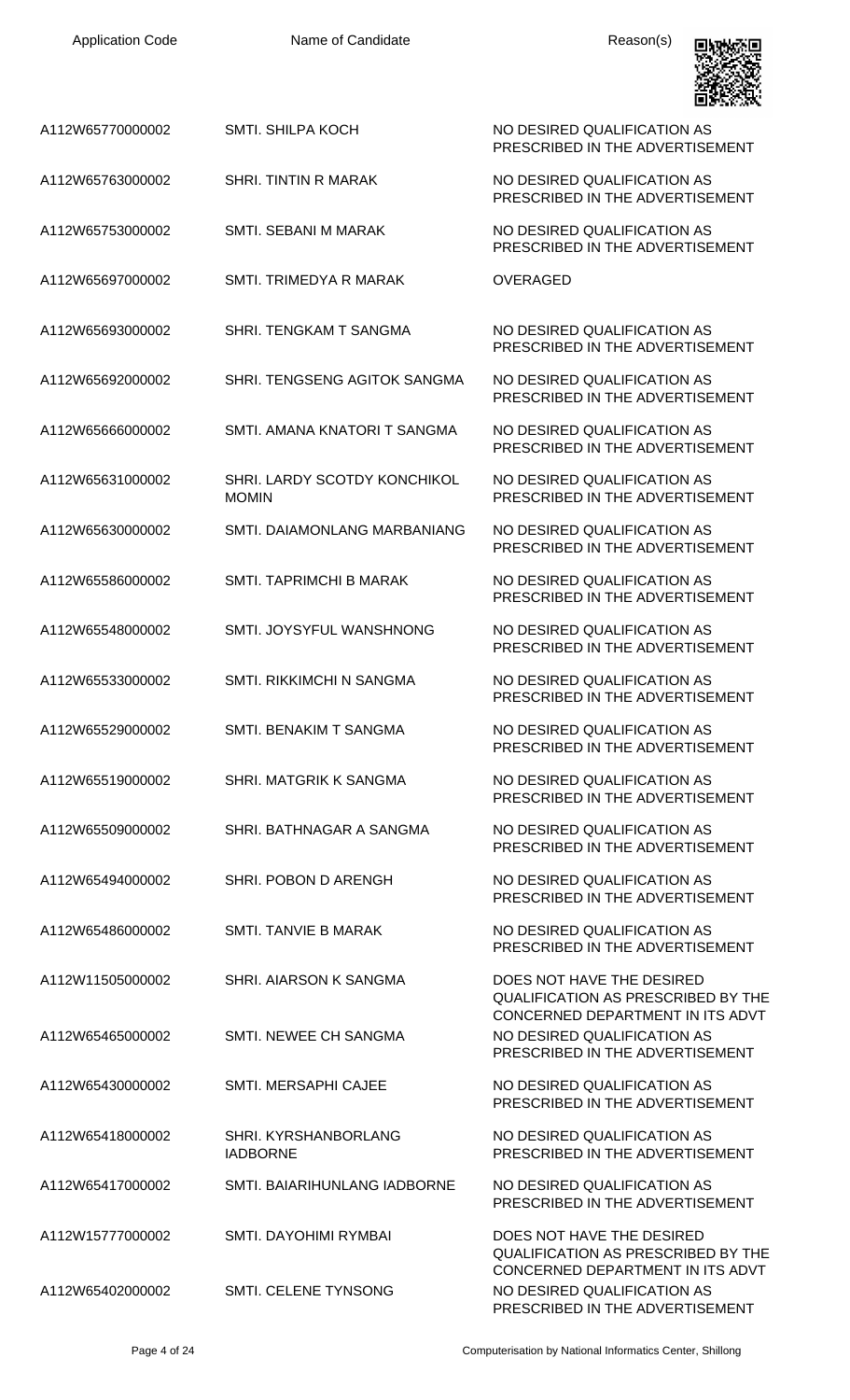| Application Code | Name of Candidate | Reason(s) |
| --- | --- | --- |
| A112W65770000002 | SMTI. SHILPA KOCH | NO DESIRED QUALIFICATION AS PRESCRIBED IN THE ADVERTISEMENT |
| A112W65763000002 | SHRI. TINTIN R MARAK | NO DESIRED QUALIFICATION AS PRESCRIBED IN THE ADVERTISEMENT |
| A112W65753000002 | SMTI. SEBANI M MARAK | NO DESIRED QUALIFICATION AS PRESCRIBED IN THE ADVERTISEMENT |
| A112W65697000002 | SMTI. TRIMEDYA R MARAK | OVERAGED |
| A112W65693000002 | SHRI. TENGKAM T SANGMA | NO DESIRED QUALIFICATION AS PRESCRIBED IN THE ADVERTISEMENT |
| A112W65692000002 | SHRI. TENGSENG AGITOK SANGMA | NO DESIRED QUALIFICATION AS PRESCRIBED IN THE ADVERTISEMENT |
| A112W65666000002 | SMTI. AMANA KNATORI T SANGMA | NO DESIRED QUALIFICATION AS PRESCRIBED IN THE ADVERTISEMENT |
| A112W65631000002 | SHRI. LARDY SCOTDY KONCHIKOL MOMIN | NO DESIRED QUALIFICATION AS PRESCRIBED IN THE ADVERTISEMENT |
| A112W65630000002 | SMTI. DAIAMONLANG MARBANIANG | NO DESIRED QUALIFICATION AS PRESCRIBED IN THE ADVERTISEMENT |
| A112W65586000002 | SMTI. TAPRIMCHI B MARAK | NO DESIRED QUALIFICATION AS PRESCRIBED IN THE ADVERTISEMENT |
| A112W65548000002 | SMTI. JOYSYFUL WANSHNONG | NO DESIRED QUALIFICATION AS PRESCRIBED IN THE ADVERTISEMENT |
| A112W65533000002 | SMTI. RIKKIMCHI N SANGMA | NO DESIRED QUALIFICATION AS PRESCRIBED IN THE ADVERTISEMENT |
| A112W65529000002 | SMTI. BENAKIM T SANGMA | NO DESIRED QUALIFICATION AS PRESCRIBED IN THE ADVERTISEMENT |
| A112W65519000002 | SHRI. MATGRIK K SANGMA | NO DESIRED QUALIFICATION AS PRESCRIBED IN THE ADVERTISEMENT |
| A112W65509000002 | SHRI. BATHNAGAR A SANGMA | NO DESIRED QUALIFICATION AS PRESCRIBED IN THE ADVERTISEMENT |
| A112W65494000002 | SHRI. POBON D ARENGH | NO DESIRED QUALIFICATION AS PRESCRIBED IN THE ADVERTISEMENT |
| A112W65486000002 | SMTI. TANVIE B MARAK | NO DESIRED QUALIFICATION AS PRESCRIBED IN THE ADVERTISEMENT |
| A112W11505000002 | SHRI. AIARSON K SANGMA | DOES NOT HAVE THE DESIRED QUALIFICATION AS PRESCRIBED BY THE CONCERNED DEPARTMENT IN ITS ADVT |
| A112W65465000002 | SMTI. NEWEE CH SANGMA | NO DESIRED QUALIFICATION AS PRESCRIBED IN THE ADVERTISEMENT |
| A112W65430000002 | SMTI. MERSAPHI CAJEE | NO DESIRED QUALIFICATION AS PRESCRIBED IN THE ADVERTISEMENT |
| A112W65418000002 | SHRI. KYRSHANBORLANG IADBORNE | NO DESIRED QUALIFICATION AS PRESCRIBED IN THE ADVERTISEMENT |
| A112W65417000002 | SMTI. BAIARIHUNLANG IADBORNE | NO DESIRED QUALIFICATION AS PRESCRIBED IN THE ADVERTISEMENT |
| A112W15777000002 | SMTI. DAYOHIMI RYMBAI | DOES NOT HAVE THE DESIRED QUALIFICATION AS PRESCRIBED BY THE CONCERNED DEPARTMENT IN ITS ADVT |
| A112W65402000002 | SMTI. CELENE TYNSONG | NO DESIRED QUALIFICATION AS PRESCRIBED IN THE ADVERTISEMENT |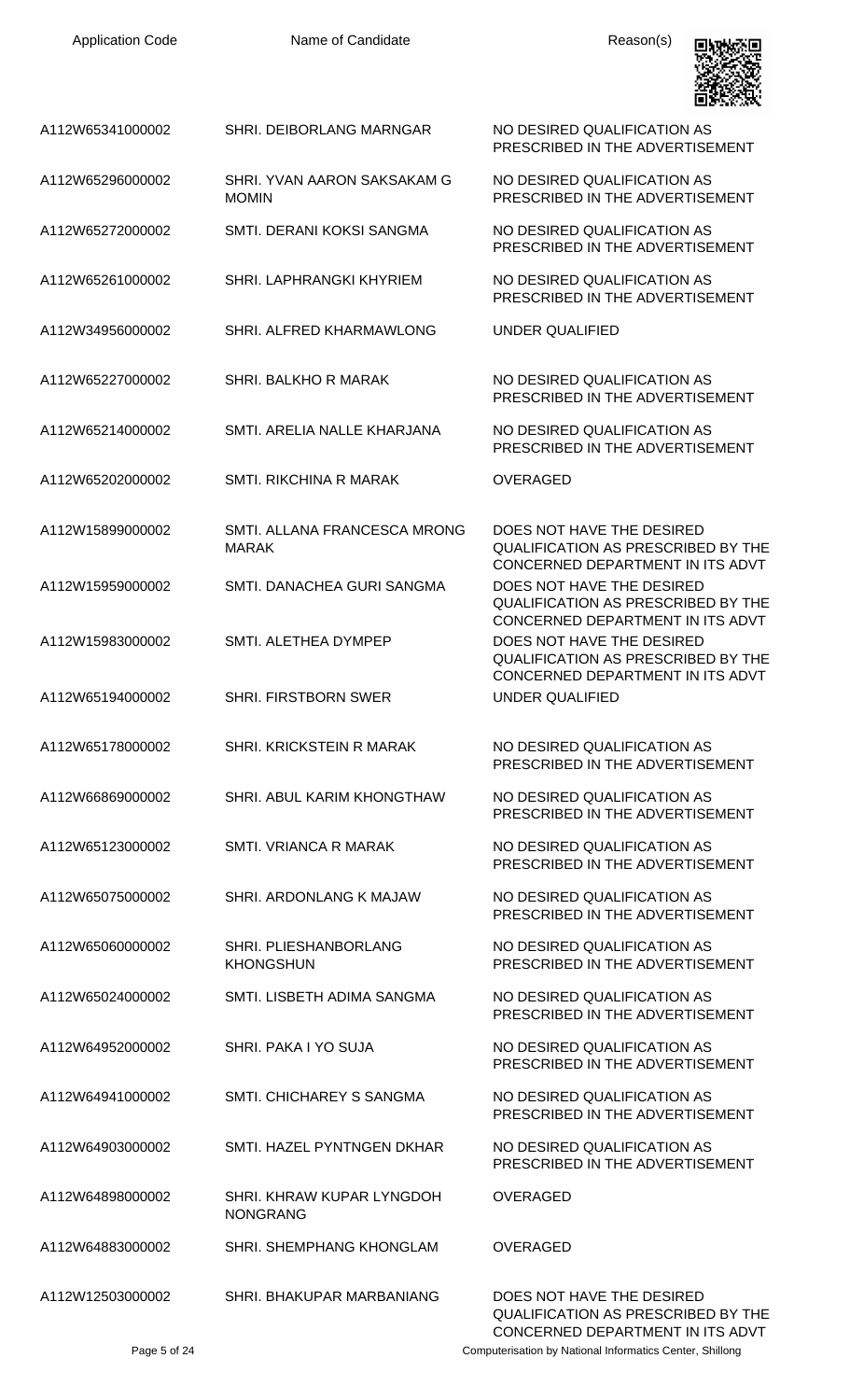| Application Code | Name of Candidate | Reason(s) |
|---|---|---|
| A112W65341000002 | SHRI. DEIBORLANG MARNGAR | NO DESIRED QUALIFICATION AS PRESCRIBED IN THE ADVERTISEMENT |
| A112W65296000002 | SHRI. YVAN AARON SAKSAKAM G MOMIN | NO DESIRED QUALIFICATION AS PRESCRIBED IN THE ADVERTISEMENT |
| A112W65272000002 | SMTI. DERANI KOKSI SANGMA | NO DESIRED QUALIFICATION AS PRESCRIBED IN THE ADVERTISEMENT |
| A112W65261000002 | SHRI. LAPHRANGKI KHYRIEM | NO DESIRED QUALIFICATION AS PRESCRIBED IN THE ADVERTISEMENT |
| A112W34956000002 | SHRI. ALFRED KHARMAWLONG | UNDER QUALIFIED |
| A112W65227000002 | SHRI. BALKHO R MARAK | NO DESIRED QUALIFICATION AS PRESCRIBED IN THE ADVERTISEMENT |
| A112W65214000002 | SMTI. ARELIA NALLE KHARJANA | NO DESIRED QUALIFICATION AS PRESCRIBED IN THE ADVERTISEMENT |
| A112W65202000002 | SMTI. RIKCHINA R MARAK | OVERAGED |
| A112W15899000002 | SMTI. ALLANA FRANCESCA MRONG MARAK | DOES NOT HAVE THE DESIRED QUALIFICATION AS PRESCRIBED BY THE CONCERNED DEPARTMENT IN ITS ADVT |
| A112W15959000002 | SMTI. DANACHEA GURI SANGMA | DOES NOT HAVE THE DESIRED QUALIFICATION AS PRESCRIBED BY THE CONCERNED DEPARTMENT IN ITS ADVT |
| A112W15983000002 | SMTI. ALETHEA DYMPEP | DOES NOT HAVE THE DESIRED QUALIFICATION AS PRESCRIBED BY THE CONCERNED DEPARTMENT IN ITS ADVT |
| A112W65194000002 | SHRI. FIRSTBORN SWER | UNDER QUALIFIED |
| A112W65178000002 | SHRI. KRICKSTEIN R MARAK | NO DESIRED QUALIFICATION AS PRESCRIBED IN THE ADVERTISEMENT |
| A112W66869000002 | SHRI. ABUL KARIM KHONGTHAW | NO DESIRED QUALIFICATION AS PRESCRIBED IN THE ADVERTISEMENT |
| A112W65123000002 | SMTI. VRIANCA R MARAK | NO DESIRED QUALIFICATION AS PRESCRIBED IN THE ADVERTISEMENT |
| A112W65075000002 | SHRI. ARDONLANG K MAJAW | NO DESIRED QUALIFICATION AS PRESCRIBED IN THE ADVERTISEMENT |
| A112W65060000002 | SHRI. PLIESHANBORLANG KHONGSHUN | NO DESIRED QUALIFICATION AS PRESCRIBED IN THE ADVERTISEMENT |
| A112W65024000002 | SMTI. LISBETH ADIMA SANGMA | NO DESIRED QUALIFICATION AS PRESCRIBED IN THE ADVERTISEMENT |
| A112W64952000002 | SHRI. PAKA I YO SUJA | NO DESIRED QUALIFICATION AS PRESCRIBED IN THE ADVERTISEMENT |
| A112W64941000002 | SMTI. CHICHAREY S SANGMA | NO DESIRED QUALIFICATION AS PRESCRIBED IN THE ADVERTISEMENT |
| A112W64903000002 | SMTI. HAZEL PYNTNGEN DKHAR | NO DESIRED QUALIFICATION AS PRESCRIBED IN THE ADVERTISEMENT |
| A112W64898000002 | SHRI. KHRAW KUPAR LYNGDOH NONGRANG | OVERAGED |
| A112W64883000002 | SHRI. SHEMPHANG KHONGLAM | OVERAGED |
| A112W12503000002 | SHRI. BHAKUPAR MARBANIANG | DOES NOT HAVE THE DESIRED QUALIFICATION AS PRESCRIBED BY THE CONCERNED DEPARTMENT IN ITS ADVT |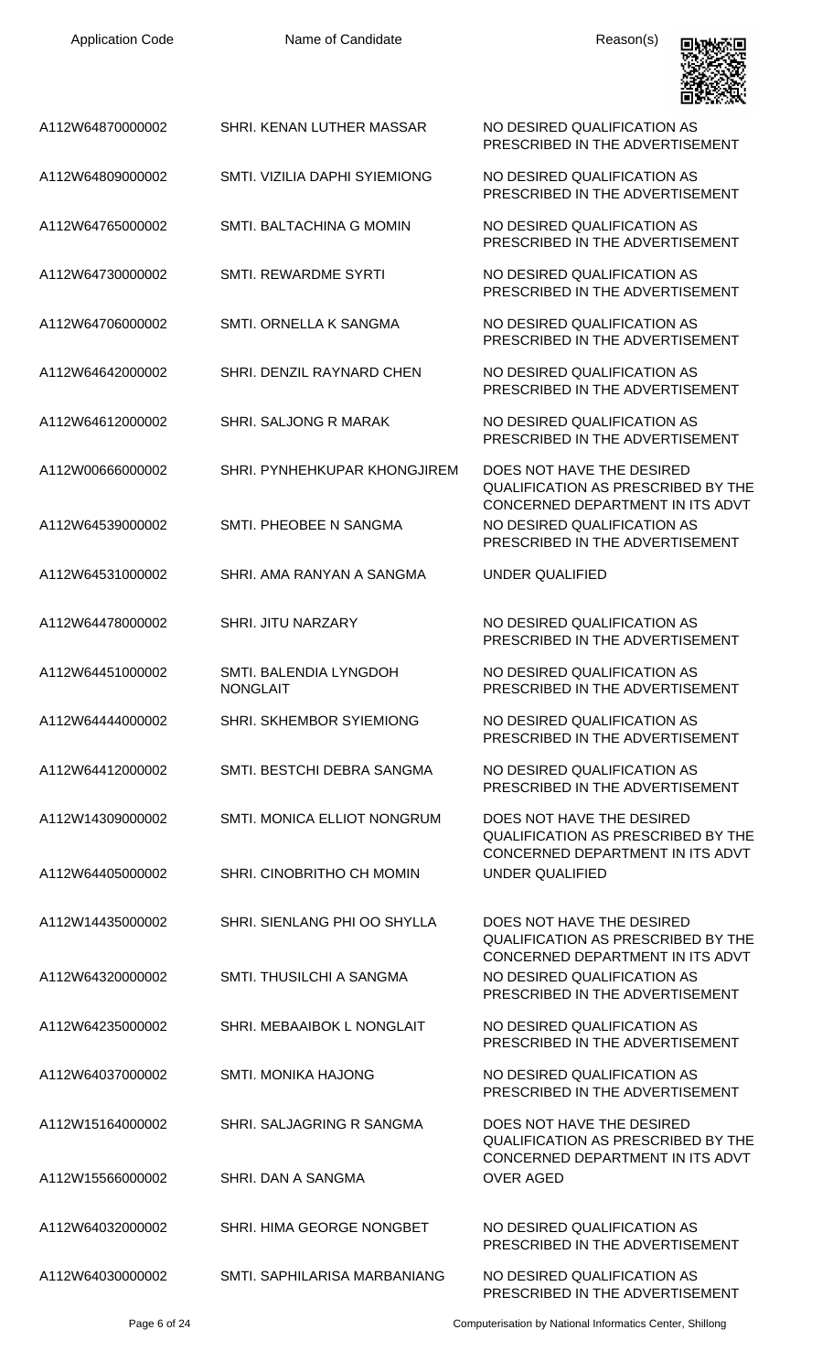| Application Code | Name of Candidate | Reason(s) |
|---|---|---|
| A112W64870000002 | SHRI. KENAN LUTHER MASSAR | NO DESIRED QUALIFICATION AS PRESCRIBED IN THE ADVERTISEMENT |
| A112W64809000002 | SMTI. VIZILIA DAPHI SYIEMIONG | NO DESIRED QUALIFICATION AS PRESCRIBED IN THE ADVERTISEMENT |
| A112W64765000002 | SMTI. BALTACHINA G MOMIN | NO DESIRED QUALIFICATION AS PRESCRIBED IN THE ADVERTISEMENT |
| A112W64730000002 | SMTI. REWARDME SYRTI | NO DESIRED QUALIFICATION AS PRESCRIBED IN THE ADVERTISEMENT |
| A112W64706000002 | SMTI. ORNELLA K SANGMA | NO DESIRED QUALIFICATION AS PRESCRIBED IN THE ADVERTISEMENT |
| A112W64642000002 | SHRI. DENZIL RAYNARD CHEN | NO DESIRED QUALIFICATION AS PRESCRIBED IN THE ADVERTISEMENT |
| A112W64612000002 | SHRI. SALJONG R MARAK | NO DESIRED QUALIFICATION AS PRESCRIBED IN THE ADVERTISEMENT |
| A112W00666000002 | SHRI. PYNHEHKUPAR KHONGJIREM | DOES NOT HAVE THE DESIRED QUALIFICATION AS PRESCRIBED BY THE CONCERNED DEPARTMENT IN ITS ADVT |
| A112W64539000002 | SMTI. PHEOBEE N SANGMA | NO DESIRED QUALIFICATION AS PRESCRIBED IN THE ADVERTISEMENT |
| A112W64531000002 | SHRI. AMA RANYAN A SANGMA | UNDER QUALIFIED |
| A112W64478000002 | SHRI. JITU NARZARY | NO DESIRED QUALIFICATION AS PRESCRIBED IN THE ADVERTISEMENT |
| A112W64451000002 | SMTI. BALENDIA LYNGDOH NONGLAIT | NO DESIRED QUALIFICATION AS PRESCRIBED IN THE ADVERTISEMENT |
| A112W64444000002 | SHRI. SKHEMBOR SYIEMIONG | NO DESIRED QUALIFICATION AS PRESCRIBED IN THE ADVERTISEMENT |
| A112W64412000002 | SMTI. BESTCHI DEBRA SANGMA | NO DESIRED QUALIFICATION AS PRESCRIBED IN THE ADVERTISEMENT |
| A112W14309000002 | SMTI. MONICA ELLIOT NONGRUM | DOES NOT HAVE THE DESIRED QUALIFICATION AS PRESCRIBED BY THE CONCERNED DEPARTMENT IN ITS ADVT |
| A112W64405000002 | SHRI. CINOBRITHO CH MOMIN | UNDER QUALIFIED |
| A112W14435000002 | SHRI. SIENLANG PHI OO SHYLLA | DOES NOT HAVE THE DESIRED QUALIFICATION AS PRESCRIBED BY THE CONCERNED DEPARTMENT IN ITS ADVT |
| A112W64320000002 | SMTI. THUSILCHI A SANGMA | NO DESIRED QUALIFICATION AS PRESCRIBED IN THE ADVERTISEMENT |
| A112W64235000002 | SHRI. MEBAAIBOK L NONGLAIT | NO DESIRED QUALIFICATION AS PRESCRIBED IN THE ADVERTISEMENT |
| A112W64037000002 | SMTI. MONIKA HAJONG | NO DESIRED QUALIFICATION AS PRESCRIBED IN THE ADVERTISEMENT |
| A112W15164000002 | SHRI. SALJAGRING R SANGMA | DOES NOT HAVE THE DESIRED QUALIFICATION AS PRESCRIBED BY THE CONCERNED DEPARTMENT IN ITS ADVT |
| A112W15566000002 | SHRI. DAN A SANGMA | OVER AGED |
| A112W64032000002 | SHRI. HIMA GEORGE NONGBET | NO DESIRED QUALIFICATION AS PRESCRIBED IN THE ADVERTISEMENT |
| A112W64030000002 | SMTI. SAPHILARISA MARBANIANG | NO DESIRED QUALIFICATION AS PRESCRIBED IN THE ADVERTISEMENT |

Computerisation by National Informatics Center, Shillong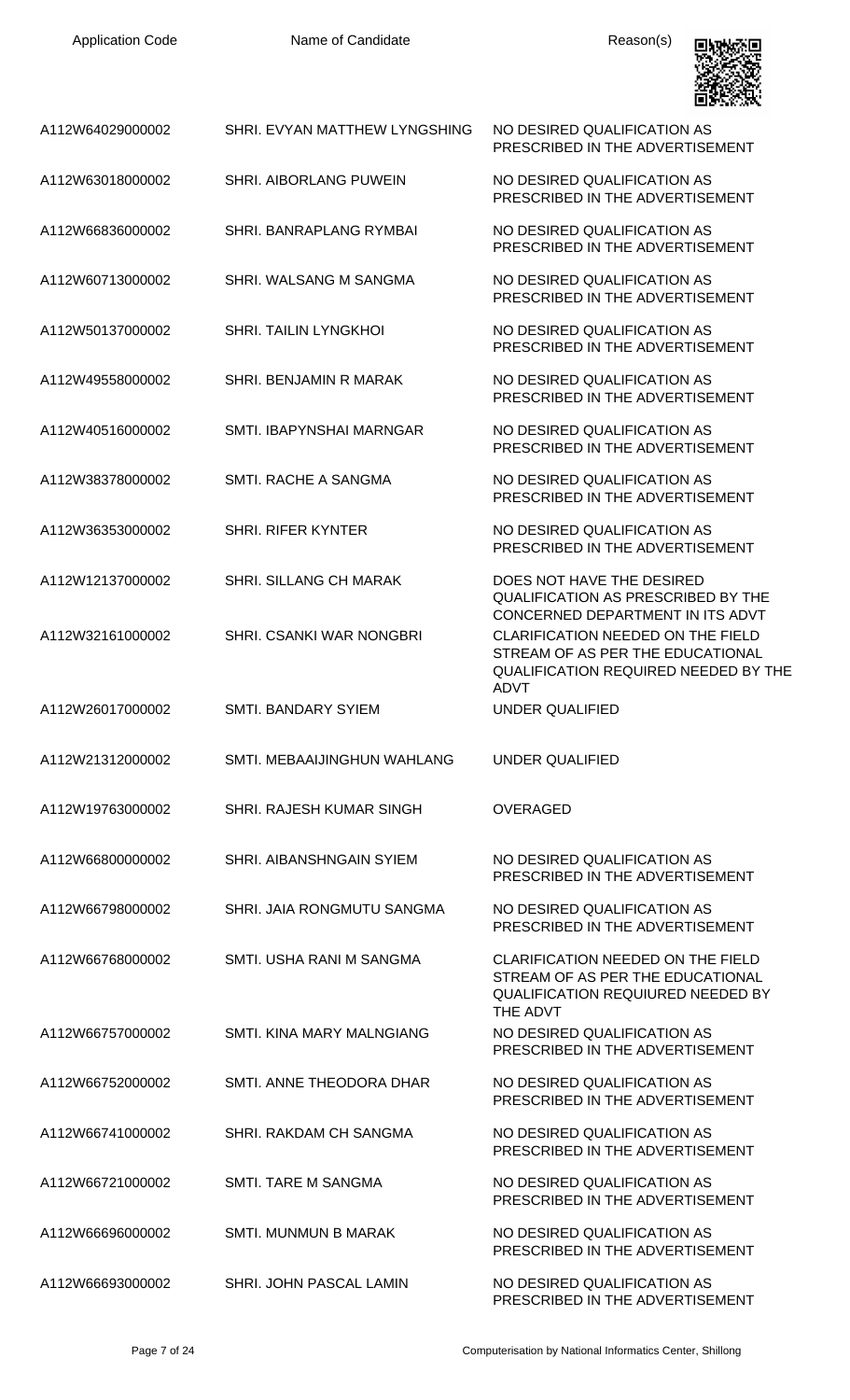| Application Code | Name of Candidate | Reason(s) |
| --- | --- | --- |
| A112W64029000002 | SHRI. EVYAN MATTHEW LYNGSHING | NO DESIRED QUALIFICATION AS PRESCRIBED IN THE ADVERTISEMENT |
| A112W63018000002 | SHRI. AIBORLANG PUWEIN | NO DESIRED QUALIFICATION AS PRESCRIBED IN THE ADVERTISEMENT |
| A112W66836000002 | SHRI. BANRAPLANG RYMBAI | NO DESIRED QUALIFICATION AS PRESCRIBED IN THE ADVERTISEMENT |
| A112W60713000002 | SHRI. WALSANG M SANGMA | NO DESIRED QUALIFICATION AS PRESCRIBED IN THE ADVERTISEMENT |
| A112W50137000002 | SHRI. TAILIN LYNGKHOI | NO DESIRED QUALIFICATION AS PRESCRIBED IN THE ADVERTISEMENT |
| A112W49558000002 | SHRI. BENJAMIN R MARAK | NO DESIRED QUALIFICATION AS PRESCRIBED IN THE ADVERTISEMENT |
| A112W40516000002 | SMTI. IBAPYNSHAI MARNGAR | NO DESIRED QUALIFICATION AS PRESCRIBED IN THE ADVERTISEMENT |
| A112W38378000002 | SMTI. RACHE A SANGMA | NO DESIRED QUALIFICATION AS PRESCRIBED IN THE ADVERTISEMENT |
| A112W36353000002 | SHRI. RIFER KYNTER | NO DESIRED QUALIFICATION AS PRESCRIBED IN THE ADVERTISEMENT |
| A112W12137000002 | SHRI. SILLANG CH MARAK | DOES NOT HAVE THE DESIRED QUALIFICATION AS PRESCRIBED BY THE CONCERNED DEPARTMENT IN ITS ADVT |
| A112W32161000002 | SHRI. CSANKI WAR NONGBRI | CLARIFICATION NEEDED ON THE FIELD STREAM OF AS PER THE EDUCATIONAL QUALIFICATION REQUIRED NEEDED BY THE ADVT |
| A112W26017000002 | SMTI. BANDARY SYIEM | UNDER QUALIFIED |
| A112W21312000002 | SMTI. MEBAAIJINGHUN WAHLANG | UNDER QUALIFIED |
| A112W19763000002 | SHRI. RAJESH KUMAR SINGH | OVERAGED |
| A112W66800000002 | SHRI. AIBANSHNGAIN SYIEM | NO DESIRED QUALIFICATION AS PRESCRIBED IN THE ADVERTISEMENT |
| A112W66798000002 | SHRI. JAIA RONGMUTU SANGMA | NO DESIRED QUALIFICATION AS PRESCRIBED IN THE ADVERTISEMENT |
| A112W66768000002 | SMTI. USHA RANI M SANGMA | CLARIFICATION NEEDED ON THE FIELD STREAM OF AS PER THE EDUCATIONAL QUALIFICATION REQUIURED NEEDED BY THE ADVT |
| A112W66757000002 | SMTI. KINA MARY MALNGIANG | NO DESIRED QUALIFICATION AS PRESCRIBED IN THE ADVERTISEMENT |
| A112W66752000002 | SMTI. ANNE THEODORA DHAR | NO DESIRED QUALIFICATION AS PRESCRIBED IN THE ADVERTISEMENT |
| A112W66741000002 | SHRI. RAKDAM CH SANGMA | NO DESIRED QUALIFICATION AS PRESCRIBED IN THE ADVERTISEMENT |
| A112W66721000002 | SMTI. TARE M SANGMA | NO DESIRED QUALIFICATION AS PRESCRIBED IN THE ADVERTISEMENT |
| A112W66696000002 | SMTI. MUNMUN B MARAK | NO DESIRED QUALIFICATION AS PRESCRIBED IN THE ADVERTISEMENT |
| A112W66693000002 | SHRI. JOHN PASCAL LAMIN | NO DESIRED QUALIFICATION AS PRESCRIBED IN THE ADVERTISEMENT |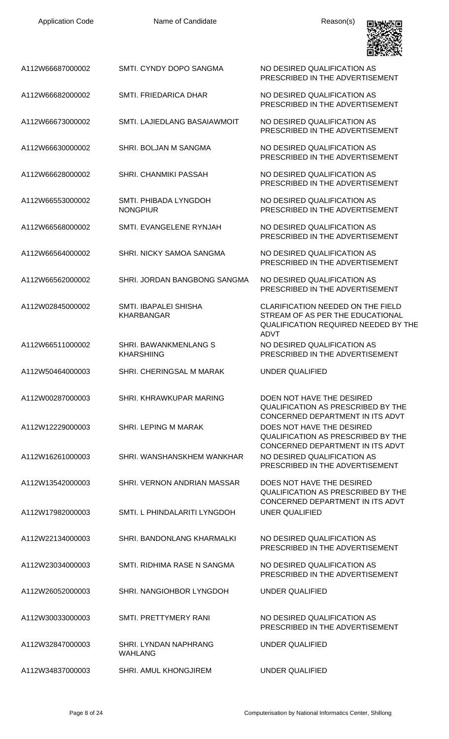| Application Code | Name of Candidate | Reason(s) |
| --- | --- | --- |
| A112W66687000002 | SMTI. CYNDY DOPO SANGMA | NO DESIRED QUALIFICATION AS PRESCRIBED IN THE ADVERTISEMENT |
| A112W66682000002 | SMTI. FRIEDARICA DHAR | NO DESIRED QUALIFICATION AS PRESCRIBED IN THE ADVERTISEMENT |
| A112W66673000002 | SMTI. LAJIEDLANG BASAIAWMOIT | NO DESIRED QUALIFICATION AS PRESCRIBED IN THE ADVERTISEMENT |
| A112W66630000002 | SHRI. BOLJAN M SANGMA | NO DESIRED QUALIFICATION AS PRESCRIBED IN THE ADVERTISEMENT |
| A112W66628000002 | SHRI. CHANMIKI PASSAH | NO DESIRED QUALIFICATION AS PRESCRIBED IN THE ADVERTISEMENT |
| A112W66553000002 | SMTI. PHIBADA LYNGDOH NONGPIUR | NO DESIRED QUALIFICATION AS PRESCRIBED IN THE ADVERTISEMENT |
| A112W66568000002 | SMTI. EVANGELENE RYNJAH | NO DESIRED QUALIFICATION AS PRESCRIBED IN THE ADVERTISEMENT |
| A112W66564000002 | SHRI. NICKY SAMOA SANGMA | NO DESIRED QUALIFICATION AS PRESCRIBED IN THE ADVERTISEMENT |
| A112W66562000002 | SHRI. JORDAN BANGBONG SANGMA | NO DESIRED QUALIFICATION AS PRESCRIBED IN THE ADVERTISEMENT |
| A112W02845000002 | SMTI. IBAPALEI SHISHA KHARBANGAR | CLARIFICATION NEEDED ON THE FIELD STREAM OF AS PER THE EDUCATIONAL QUALIFICATION REQUIRED NEEDED BY THE ADVT |
| A112W66511000002 | SHRI. BAWANKMENLANG S KHARSHIING | NO DESIRED QUALIFICATION AS PRESCRIBED IN THE ADVERTISEMENT |
| A112W50464000003 | SHRI. CHERINGSAL M MARAK | UNDER QUALIFIED |
| A112W00287000003 | SHRI. KHRAWKUPAR MARING | DOEN NOT HAVE THE DESIRED QUALIFICATION AS PRESCRIBED BY THE CONCERNED DEPARTMENT IN ITS ADVT |
| A112W12229000003 | SHRI. LEPING M MARAK | DOES NOT HAVE THE DESIRED QUALIFICATION AS PRESCRIBED BY THE CONCERNED DEPARTMENT IN ITS ADVT |
| A112W16261000003 | SHRI. WANSHANSKHEM WANKHAR | NO DESIRED QUALIFICATION AS PRESCRIBED IN THE ADVERTISEMENT |
| A112W13542000003 | SHRI. VERNON ANDRIAN MASSAR | DOES NOT HAVE THE DESIRED QUALIFICATION AS PRESCRIBED BY THE CONCERNED DEPARTMENT IN ITS ADVT |
| A112W17982000003 | SMTI. L PHINDALARITI LYNGDOH | UNER QUALIFIED |
| A112W22134000003 | SHRI. BANDONLANG KHARMALKI | NO DESIRED QUALIFICATION AS PRESCRIBED IN THE ADVERTISEMENT |
| A112W23034000003 | SMTI. RIDHIMA RASE N SANGMA | NO DESIRED QUALIFICATION AS PRESCRIBED IN THE ADVERTISEMENT |
| A112W26052000003 | SHRI. NANGIOHBOR LYNGDOH | UNDER QUALIFIED |
| A112W30033000003 | SMTI. PRETTYMERY RANI | NO DESIRED QUALIFICATION AS PRESCRIBED IN THE ADVERTISEMENT |
| A112W32847000003 | SHRI. LYNDAN NAPHRANG WAHLANG | UNDER QUALIFIED |
| A112W34837000003 | SHRI. AMUL KHONGJIREM | UNDER QUALIFIED |

Computerisation by National Informatics Center, Shillong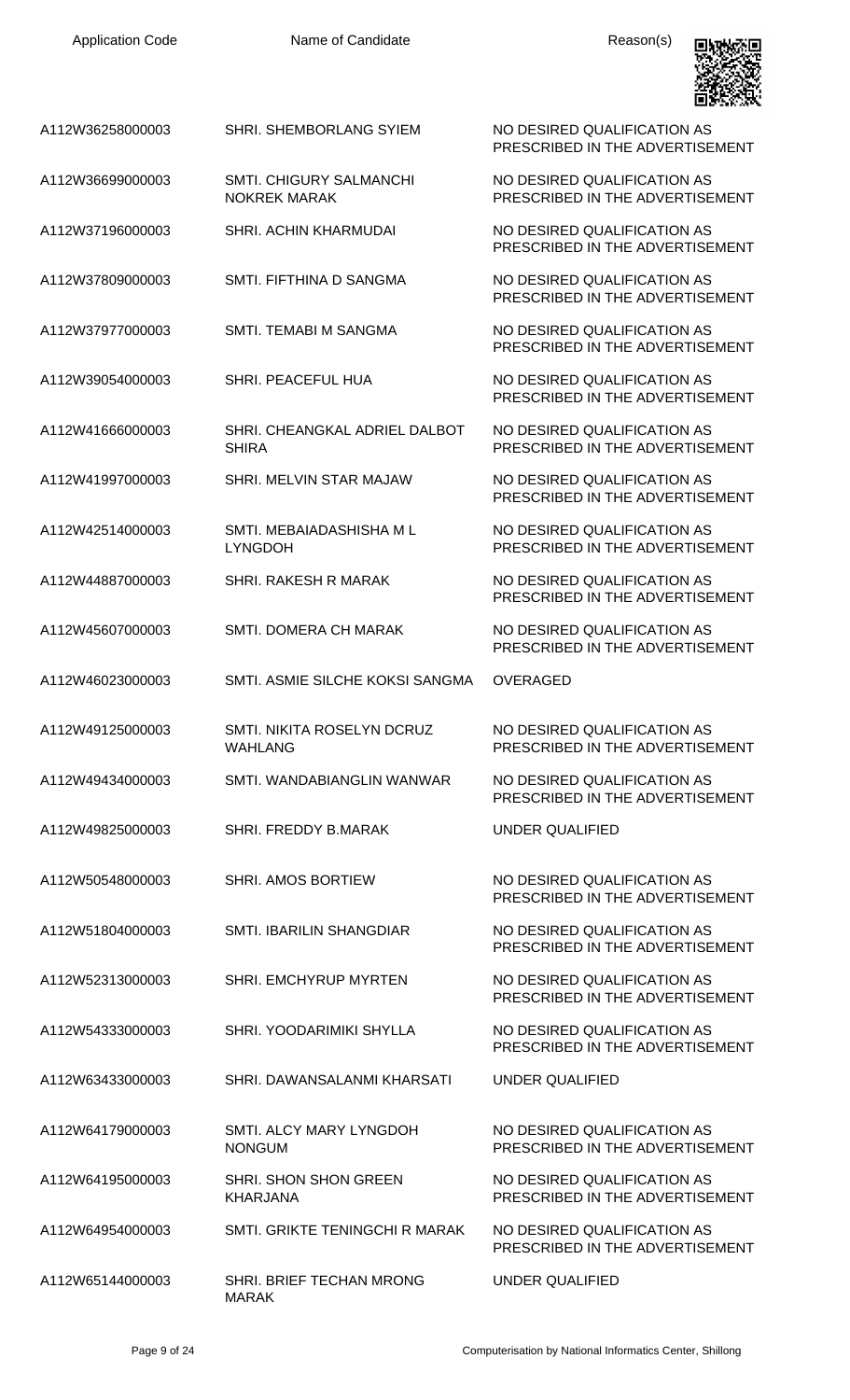| Application Code | Name of Candidate | Reason(s) |
| --- | --- | --- |
| A112W36258000003 | SHRI. SHEMBORLANG SYIEM | NO DESIRED QUALIFICATION AS PRESCRIBED IN THE ADVERTISEMENT |
| A112W36699000003 | SMTI. CHIGURY SALMANCHI NOKREK MARAK | NO DESIRED QUALIFICATION AS PRESCRIBED IN THE ADVERTISEMENT |
| A112W37196000003 | SHRI. ACHIN KHARMUDAI | NO DESIRED QUALIFICATION AS PRESCRIBED IN THE ADVERTISEMENT |
| A112W37809000003 | SMTI. FIFTHINA D SANGMA | NO DESIRED QUALIFICATION AS PRESCRIBED IN THE ADVERTISEMENT |
| A112W37977000003 | SMTI. TEMABI M SANGMA | NO DESIRED QUALIFICATION AS PRESCRIBED IN THE ADVERTISEMENT |
| A112W39054000003 | SHRI. PEACEFUL HUA | NO DESIRED QUALIFICATION AS PRESCRIBED IN THE ADVERTISEMENT |
| A112W41666000003 | SHRI. CHEANGKAL ADRIEL DALBOT SHIRA | NO DESIRED QUALIFICATION AS PRESCRIBED IN THE ADVERTISEMENT |
| A112W41997000003 | SHRI. MELVIN STAR MAJAW | NO DESIRED QUALIFICATION AS PRESCRIBED IN THE ADVERTISEMENT |
| A112W42514000003 | SMTI. MEBAIADASHISHA M L LYNGDOH | NO DESIRED QUALIFICATION AS PRESCRIBED IN THE ADVERTISEMENT |
| A112W44887000003 | SHRI. RAKESH R MARAK | NO DESIRED QUALIFICATION AS PRESCRIBED IN THE ADVERTISEMENT |
| A112W45607000003 | SMTI. DOMERA CH MARAK | NO DESIRED QUALIFICATION AS PRESCRIBED IN THE ADVERTISEMENT |
| A112W46023000003 | SMTI. ASMIE SILCHE KOKSI SANGMA | OVERAGED |
| A112W49125000003 | SMTI. NIKITA ROSELYN DCRUZ WAHLANG | NO DESIRED QUALIFICATION AS PRESCRIBED IN THE ADVERTISEMENT |
| A112W49434000003 | SMTI. WANDABIANGLIN WANWAR | NO DESIRED QUALIFICATION AS PRESCRIBED IN THE ADVERTISEMENT |
| A112W49825000003 | SHRI. FREDDY B.MARAK | UNDER QUALIFIED |
| A112W50548000003 | SHRI. AMOS BORTIEW | NO DESIRED QUALIFICATION AS PRESCRIBED IN THE ADVERTISEMENT |
| A112W51804000003 | SMTI. IBARILIN SHANGDIAR | NO DESIRED QUALIFICATION AS PRESCRIBED IN THE ADVERTISEMENT |
| A112W52313000003 | SHRI. EMCHYRUP MYRTEN | NO DESIRED QUALIFICATION AS PRESCRIBED IN THE ADVERTISEMENT |
| A112W54333000003 | SHRI. YOODARIMIKI SHYLLA | NO DESIRED QUALIFICATION AS PRESCRIBED IN THE ADVERTISEMENT |
| A112W63433000003 | SHRI. DAWANSALANMI KHARSATI | UNDER QUALIFIED |
| A112W64179000003 | SMTI. ALCY MARY LYNGDOH NONGUM | NO DESIRED QUALIFICATION AS PRESCRIBED IN THE ADVERTISEMENT |
| A112W64195000003 | SHRI. SHON SHON GREEN KHARJANA | NO DESIRED QUALIFICATION AS PRESCRIBED IN THE ADVERTISEMENT |
| A112W64954000003 | SMTI. GRIKTE TENINGCHI R MARAK | NO DESIRED QUALIFICATION AS PRESCRIBED IN THE ADVERTISEMENT |
| A112W65144000003 | SHRI. BRIEF TECHAN MRONG MARAK | UNDER QUALIFIED |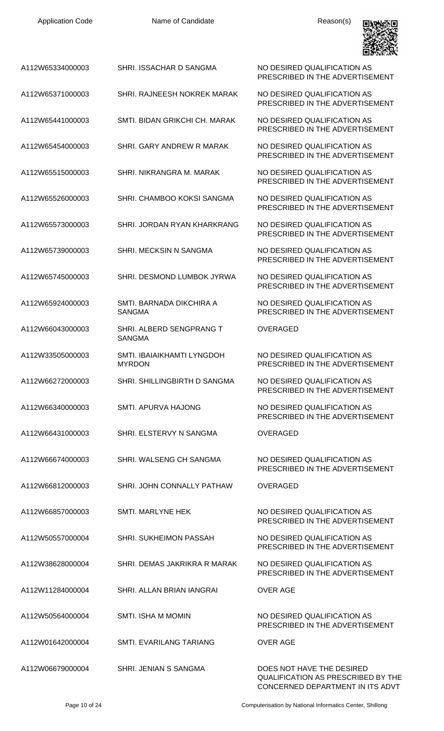| Application Code | Name of Candidate | Reason(s) |
|---|---|---|
| A112W65334000003 | SHRI. ISSACHAR D SANGMA | NO DESIRED QUALIFICATION AS PRESCRIBED IN THE ADVERTISEMENT |
| A112W65371000003 | SHRI. RAJNEESH NOKREK MARAK | NO DESIRED QUALIFICATION AS PRESCRIBED IN THE ADVERTISEMENT |
| A112W65441000003 | SMTI. BIDAN GRIKCHI CH. MARAK | NO DESIRED QUALIFICATION AS PRESCRIBED IN THE ADVERTISEMENT |
| A112W65454000003 | SHRI. GARY ANDREW R MARAK | NO DESIRED QUALIFICATION AS PRESCRIBED IN THE ADVERTISEMENT |
| A112W65515000003 | SHRI. NIKRANGRA M. MARAK | NO DESIRED QUALIFICATION AS PRESCRIBED IN THE ADVERTISEMENT |
| A112W65526000003 | SHRI. CHAMBOO KOKSI SANGMA | NO DESIRED QUALIFICATION AS PRESCRIBED IN THE ADVERTISEMENT |
| A112W65573000003 | SHRI. JORDAN RYAN KHARKRANG | NO DESIRED QUALIFICATION AS PRESCRIBED IN THE ADVERTISEMENT |
| A112W65739000003 | SHRI. MECKSIN N SANGMA | NO DESIRED QUALIFICATION AS PRESCRIBED IN THE ADVERTISEMENT |
| A112W65745000003 | SHRI. DESMOND LUMBOK JYRWA | NO DESIRED QUALIFICATION AS PRESCRIBED IN THE ADVERTISEMENT |
| A112W65924000003 | SMTI. BARNADA DIKCHIRA A SANGMA | NO DESIRED QUALIFICATION AS PRESCRIBED IN THE ADVERTISEMENT |
| A112W66043000003 | SHRI. ALBERD SENGPRANG T SANGMA | OVERAGED |
| A112W33505000003 | SMTI. IBAIAIKHAMTI LYNGDOH MYRDON | NO DESIRED QUALIFICATION AS PRESCRIBED IN THE ADVERTISEMENT |
| A112W66272000003 | SHRI. SHILLINGBIRTH D SANGMA | NO DESIRED QUALIFICATION AS PRESCRIBED IN THE ADVERTISEMENT |
| A112W66340000003 | SMTI. APURVA HAJONG | NO DESIRED QUALIFICATION AS PRESCRIBED IN THE ADVERTISEMENT |
| A112W66431000003 | SHRI. ELSTERVY N SANGMA | OVERAGED |
| A112W66674000003 | SHRI. WALSENG CH SANGMA | NO DESIRED QUALIFICATION AS PRESCRIBED IN THE ADVERTISEMENT |
| A112W66812000003 | SHRI. JOHN CONNALLY PATHAW | OVERAGED |
| A112W66857000003 | SMTI. MARLYNE HEK | NO DESIRED QUALIFICATION AS PRESCRIBED IN THE ADVERTISEMENT |
| A112W50557000004 | SHRI. SUKHEIMON PASSAH | NO DESIRED QUALIFICATION AS PRESCRIBED IN THE ADVERTISEMENT |
| A112W38628000004 | SHRI. DEMAS JAKRIKRA R MARAK | NO DESIRED QUALIFICATION AS PRESCRIBED IN THE ADVERTISEMENT |
| A112W11284000004 | SHRI. ALLAN BRIAN IANGRAI | OVER AGE |
| A112W50564000004 | SMTI. ISHA M MOMIN | NO DESIRED QUALIFICATION AS PRESCRIBED IN THE ADVERTISEMENT |
| A112W01642000004 | SMTI. EVARILANG TARIANG | OVER AGE |
| A112W06679000004 | SHRI. JENIAN S SANGMA | DOES NOT HAVE THE DESIRED QUALIFICATION AS PRESCRIBED BY THE CONCERNED DEPARTMENT IN ITS ADVT |

Computerisation by National Informatics Center, Shillong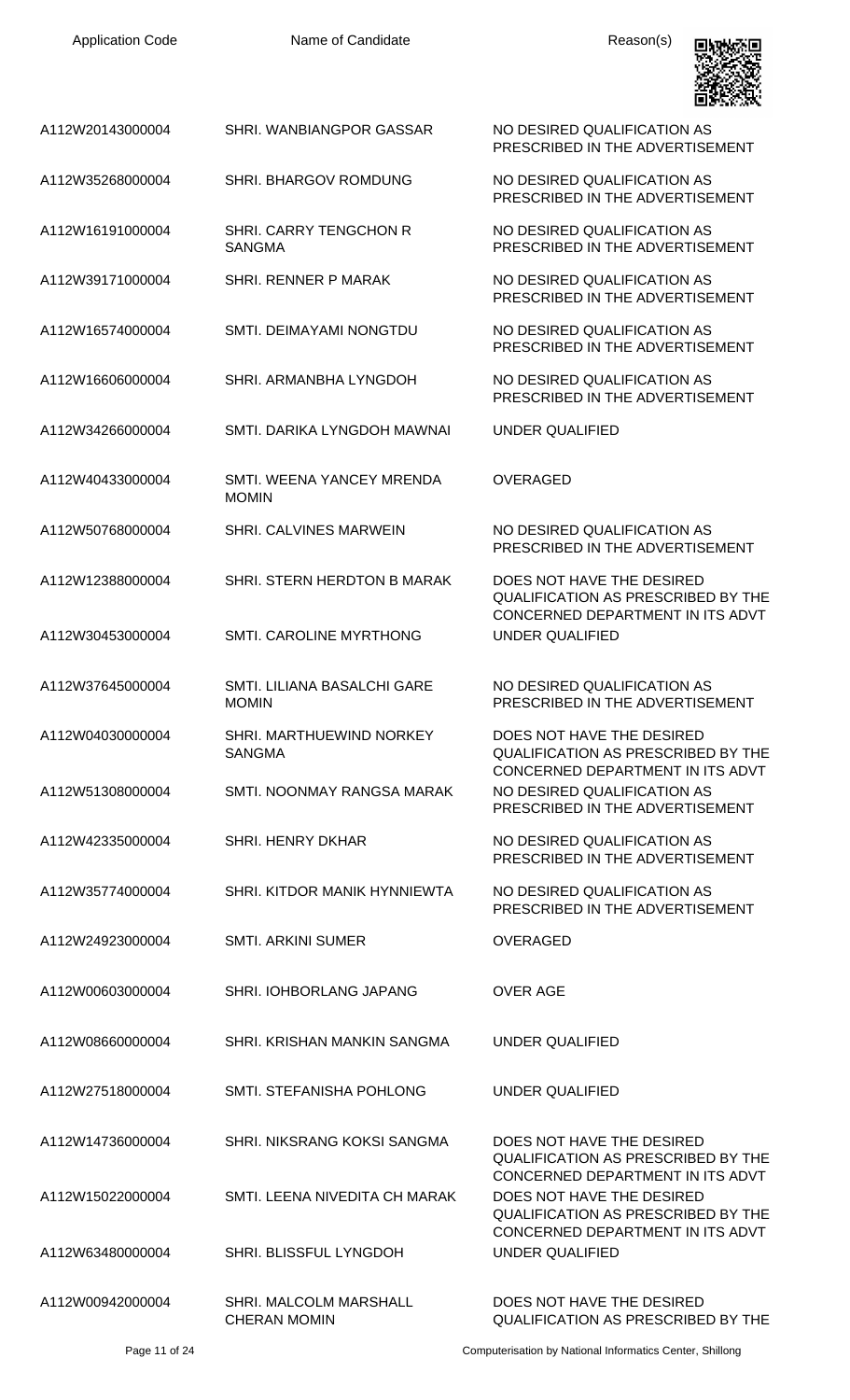| Application Code | Name of Candidate | Reason(s) |
| --- | --- | --- |
| A112W20143000004 | SHRI. WANBIANGPOR GASSAR | NO DESIRED QUALIFICATION AS PRESCRIBED IN THE ADVERTISEMENT |
| A112W35268000004 | SHRI. BHARGOV ROMDUNG | NO DESIRED QUALIFICATION AS PRESCRIBED IN THE ADVERTISEMENT |
| A112W16191000004 | SHRI. CARRY TENGCHON R SANGMA | NO DESIRED QUALIFICATION AS PRESCRIBED IN THE ADVERTISEMENT |
| A112W39171000004 | SHRI. RENNER P MARAK | NO DESIRED QUALIFICATION AS PRESCRIBED IN THE ADVERTISEMENT |
| A112W16574000004 | SMTI. DEIMAYAMI NONGTDU | NO DESIRED QUALIFICATION AS PRESCRIBED IN THE ADVERTISEMENT |
| A112W16606000004 | SHRI. ARMANBHA LYNGDOH | NO DESIRED QUALIFICATION AS PRESCRIBED IN THE ADVERTISEMENT |
| A112W34266000004 | SMTI. DARIKA LYNGDOH MAWNAI | UNDER QUALIFIED |
| A112W40433000004 | SMTI. WEENA YANCEY MRENDA MOMIN | OVERAGED |
| A112W50768000004 | SHRI. CALVINES MARWEIN | NO DESIRED QUALIFICATION AS PRESCRIBED IN THE ADVERTISEMENT |
| A112W12388000004 | SHRI. STERN HERDTON B MARAK | DOES NOT HAVE THE DESIRED QUALIFICATION AS PRESCRIBED BY THE CONCERNED DEPARTMENT IN ITS ADVT |
| A112W30453000004 | SMTI. CAROLINE MYRTHONG | UNDER QUALIFIED |
| A112W37645000004 | SMTI. LILIANA BASALCHI GARE MOMIN | NO DESIRED QUALIFICATION AS PRESCRIBED IN THE ADVERTISEMENT |
| A112W04030000004 | SHRI. MARTHUEWIND NORKEY SANGMA | DOES NOT HAVE THE DESIRED QUALIFICATION AS PRESCRIBED BY THE CONCERNED DEPARTMENT IN ITS ADVT |
| A112W51308000004 | SMTI. NOONMAY RANGSA MARAK | NO DESIRED QUALIFICATION AS PRESCRIBED IN THE ADVERTISEMENT |
| A112W42335000004 | SHRI. HENRY DKHAR | NO DESIRED QUALIFICATION AS PRESCRIBED IN THE ADVERTISEMENT |
| A112W35774000004 | SHRI. KITDOR MANIK HYNNIEWTA | NO DESIRED QUALIFICATION AS PRESCRIBED IN THE ADVERTISEMENT |
| A112W24923000004 | SMTI. ARKINI SUMER | OVERAGED |
| A112W00603000004 | SHRI. IOHBORLANG JAPANG | OVER AGE |
| A112W08660000004 | SHRI. KRISHAN MANKIN SANGMA | UNDER QUALIFIED |
| A112W27518000004 | SMTI. STEFANISHA POHLONG | UNDER QUALIFIED |
| A112W14736000004 | SHRI. NIKSRANG KOKSI SANGMA | DOES NOT HAVE THE DESIRED QUALIFICATION AS PRESCRIBED BY THE CONCERNED DEPARTMENT IN ITS ADVT |
| A112W15022000004 | SMTI. LEENA NIVEDITA CH MARAK | DOES NOT HAVE THE DESIRED QUALIFICATION AS PRESCRIBED BY THE CONCERNED DEPARTMENT IN ITS ADVT |
| A112W63480000004 | SHRI. BLISSFUL LYNGDOH | UNDER QUALIFIED |
| A112W00942000004 | SHRI. MALCOLM MARSHALL CHERAN MOMIN | DOES NOT HAVE THE DESIRED QUALIFICATION AS PRESCRIBED BY THE |

Computerisation by National Informatics Center, Shillong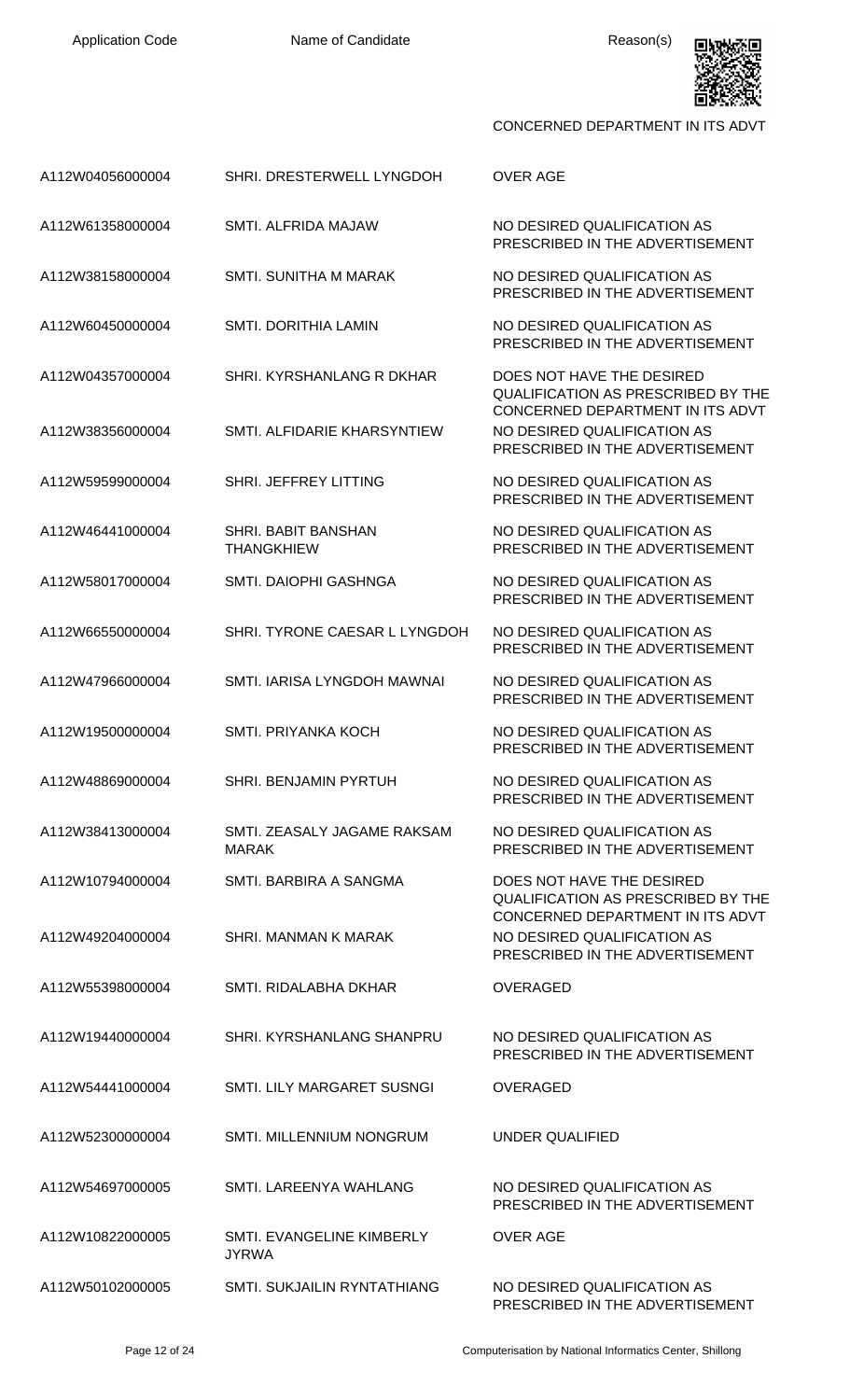| Application Code | Name of Candidate | Reason(s) |
|---|---|---|
| | | CONCERNED DEPARTMENT IN ITS ADVT |
| A112W04056000004 | SHRI. DRESTERWELL LYNGDOH | OVER AGE |
| A112W61358000004 | SMTI. ALFRIDA MAJAW | NO DESIRED QUALIFICATION AS PRESCRIBED IN THE ADVERTISEMENT |
| A112W38158000004 | SMTI. SUNITHA M MARAK | NO DESIRED QUALIFICATION AS PRESCRIBED IN THE ADVERTISEMENT |
| A112W60450000004 | SMTI. DORITHIA LAMIN | NO DESIRED QUALIFICATION AS PRESCRIBED IN THE ADVERTISEMENT |
| A112W04357000004 | SHRI. KYRSHANLANG R DKHAR | DOES NOT HAVE THE DESIRED QUALIFICATION AS PRESCRIBED BY THE CONCERNED DEPARTMENT IN ITS ADVT |
| A112W38356000004 | SMTI. ALFIDARIE KHARSYNTIEW | NO DESIRED QUALIFICATION AS PRESCRIBED IN THE ADVERTISEMENT |
| A112W59599000004 | SHRI. JEFFREY LITTING | NO DESIRED QUALIFICATION AS PRESCRIBED IN THE ADVERTISEMENT |
| A112W46441000004 | SHRI. BABIT BANSHAN THANGKHIEW | NO DESIRED QUALIFICATION AS PRESCRIBED IN THE ADVERTISEMENT |
| A112W58017000004 | SMTI. DAIOPHI GASHNGA | NO DESIRED QUALIFICATION AS PRESCRIBED IN THE ADVERTISEMENT |
| A112W66550000004 | SHRI. TYRONE CAESAR L LYNGDOH | NO DESIRED QUALIFICATION AS PRESCRIBED IN THE ADVERTISEMENT |
| A112W47966000004 | SMTI. IARISA LYNGDOH MAWNAI | NO DESIRED QUALIFICATION AS PRESCRIBED IN THE ADVERTISEMENT |
| A112W19500000004 | SMTI. PRIYANKA KOCH | NO DESIRED QUALIFICATION AS PRESCRIBED IN THE ADVERTISEMENT |
| A112W48869000004 | SHRI. BENJAMIN PYRTUH | NO DESIRED QUALIFICATION AS PRESCRIBED IN THE ADVERTISEMENT |
| A112W38413000004 | SMTI. ZEASALY JAGAME RAKSAM MARAK | NO DESIRED QUALIFICATION AS PRESCRIBED IN THE ADVERTISEMENT |
| A112W10794000004 | SMTI. BARBIRA A SANGMA | DOES NOT HAVE THE DESIRED QUALIFICATION AS PRESCRIBED BY THE CONCERNED DEPARTMENT IN ITS ADVT |
| A112W49204000004 | SHRI. MANMAN K MARAK | NO DESIRED QUALIFICATION AS PRESCRIBED IN THE ADVERTISEMENT |
| A112W55398000004 | SMTI. RIDALABHA DKHAR | OVERAGED |
| A112W19440000004 | SHRI. KYRSHANLANG SHANPRU | NO DESIRED QUALIFICATION AS PRESCRIBED IN THE ADVERTISEMENT |
| A112W54441000004 | SMTI. LILY MARGARET SUSNGI | OVERAGED |
| A112W52300000004 | SMTI. MILLENNIUM NONGRUM | UNDER QUALIFIED |
| A112W54697000005 | SMTI. LAREENYA WAHLANG | NO DESIRED QUALIFICATION AS PRESCRIBED IN THE ADVERTISEMENT |
| A112W10822000005 | SMTI. EVANGELINE KIMBERLY JYRWA | OVER AGE |
| A112W50102000005 | SMTI. SUKJAILIN RYNTATHIANG | NO DESIRED QUALIFICATION AS PRESCRIBED IN THE ADVERTISEMENT |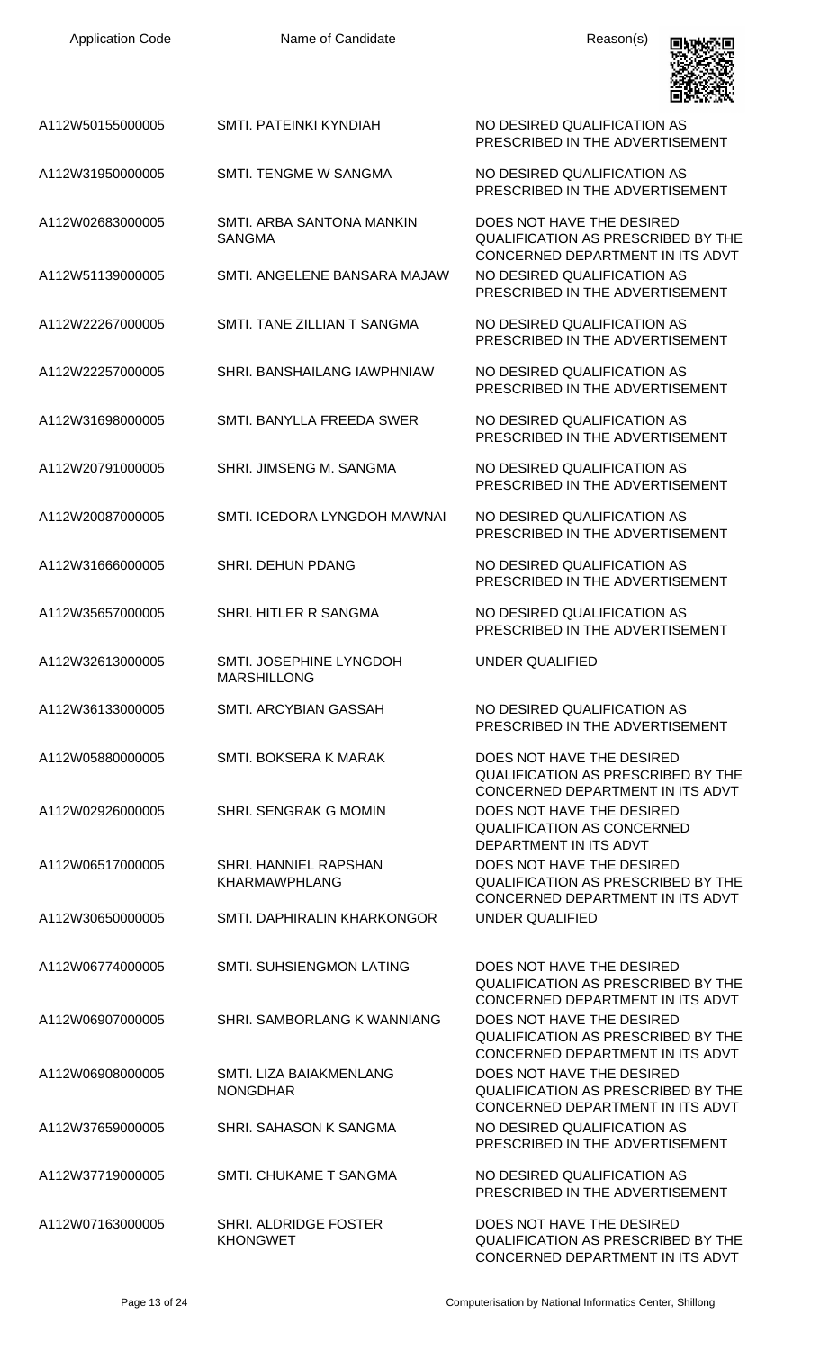| Application Code | Name of Candidate | Reason(s) |
| --- | --- | --- |
| A112W50155000005 | SMTI. PATEINKI KYNDIAH | NO DESIRED QUALIFICATION AS PRESCRIBED IN THE ADVERTISEMENT |
| A112W31950000005 | SMTI. TENGME W SANGMA | NO DESIRED QUALIFICATION AS PRESCRIBED IN THE ADVERTISEMENT |
| A112W02683000005 | SMTI. ARBA SANTONA MANKIN SANGMA | DOES NOT HAVE THE DESIRED QUALIFICATION AS PRESCRIBED BY THE CONCERNED DEPARTMENT IN ITS ADVT |
| A112W51139000005 | SMTI. ANGELENE BANSARA MAJAW | NO DESIRED QUALIFICATION AS PRESCRIBED IN THE ADVERTISEMENT |
| A112W22267000005 | SMTI. TANE ZILLIAN T SANGMA | NO DESIRED QUALIFICATION AS PRESCRIBED IN THE ADVERTISEMENT |
| A112W22257000005 | SHRI. BANSHAILANG IAWPHNIAW | NO DESIRED QUALIFICATION AS PRESCRIBED IN THE ADVERTISEMENT |
| A112W31698000005 | SMTI. BANYLLA FREEDA SWER | NO DESIRED QUALIFICATION AS PRESCRIBED IN THE ADVERTISEMENT |
| A112W20791000005 | SHRI. JIMSENG M. SANGMA | NO DESIRED QUALIFICATION AS PRESCRIBED IN THE ADVERTISEMENT |
| A112W20087000005 | SMTI. ICEDORA LYNGDOH MAWNAI | NO DESIRED QUALIFICATION AS PRESCRIBED IN THE ADVERTISEMENT |
| A112W31666000005 | SHRI. DEHUN PDANG | NO DESIRED QUALIFICATION AS PRESCRIBED IN THE ADVERTISEMENT |
| A112W35657000005 | SHRI. HITLER R SANGMA | NO DESIRED QUALIFICATION AS PRESCRIBED IN THE ADVERTISEMENT |
| A112W32613000005 | SMTI. JOSEPHINE LYNGDOH MARSHILLONG | UNDER QUALIFIED |
| A112W36133000005 | SMTI. ARCYBIAN GASSAH | NO DESIRED QUALIFICATION AS PRESCRIBED IN THE ADVERTISEMENT |
| A112W05880000005 | SMTI. BOKSERA K MARAK | DOES NOT HAVE THE DESIRED QUALIFICATION AS PRESCRIBED BY THE CONCERNED DEPARTMENT IN ITS ADVT |
| A112W02926000005 | SHRI. SENGRAK G MOMIN | DOES NOT HAVE THE DESIRED QUALIFICATION AS CONCERNED DEPARTMENT IN ITS ADVT |
| A112W06517000005 | SHRI. HANNIEL RAPSHAN KHARMAWPHLANG | DOES NOT HAVE THE DESIRED QUALIFICATION AS PRESCRIBED BY THE CONCERNED DEPARTMENT IN ITS ADVT |
| A112W30650000005 | SMTI. DAPHIRALIN KHARKONGOR | UNDER QUALIFIED |
| A112W06774000005 | SMTI. SUHSIENGMON LATING | DOES NOT HAVE THE DESIRED QUALIFICATION AS PRESCRIBED BY THE CONCERNED DEPARTMENT IN ITS ADVT |
| A112W06907000005 | SHRI. SAMBORLANG K WANNIANG | DOES NOT HAVE THE DESIRED QUALIFICATION AS PRESCRIBED BY THE CONCERNED DEPARTMENT IN ITS ADVT |
| A112W06908000005 | SMTI. LIZA BAIAKMENLANG NONGDHAR | DOES NOT HAVE THE DESIRED QUALIFICATION AS PRESCRIBED BY THE CONCERNED DEPARTMENT IN ITS ADVT |
| A112W37659000005 | SHRI. SAHASON K SANGMA | NO DESIRED QUALIFICATION AS PRESCRIBED IN THE ADVERTISEMENT |
| A112W37719000005 | SMTI. CHUKAME T SANGMA | NO DESIRED QUALIFICATION AS PRESCRIBED IN THE ADVERTISEMENT |
| A112W07163000005 | SHRI. ALDRIDGE FOSTER KHONGWET | DOES NOT HAVE THE DESIRED QUALIFICATION AS PRESCRIBED BY THE CONCERNED DEPARTMENT IN ITS ADVT |

Computerisation by National Informatics Center, Shillong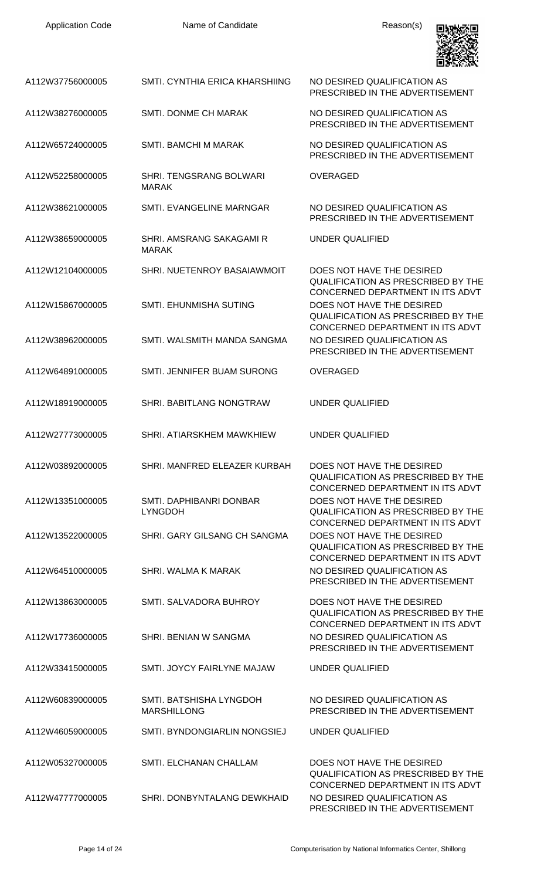| Application Code | Name of Candidate | Reason(s) |
|---|---|---|
| A112W37756000005 | SMTI. CYNTHIA ERICA KHARSHIING | NO DESIRED QUALIFICATION AS PRESCRIBED IN THE ADVERTISEMENT |
| A112W38276000005 | SMTI. DONME CH MARAK | NO DESIRED QUALIFICATION AS PRESCRIBED IN THE ADVERTISEMENT |
| A112W65724000005 | SMTI. BAMCHI M MARAK | NO DESIRED QUALIFICATION AS PRESCRIBED IN THE ADVERTISEMENT |
| A112W52258000005 | SHRI. TENGSRANG BOLWARI MARAK | OVERAGED |
| A112W38621000005 | SMTI. EVANGELINE MARNGAR | NO DESIRED QUALIFICATION AS PRESCRIBED IN THE ADVERTISEMENT |
| A112W38659000005 | SHRI. AMSRANG SAKAGAMI R MARAK | UNDER QUALIFIED |
| A112W12104000005 | SHRI. NUETENROY BASAIAWMOIT | DOES NOT HAVE THE DESIRED QUALIFICATION AS PRESCRIBED BY THE CONCERNED DEPARTMENT IN ITS ADVT |
| A112W15867000005 | SMTI. EHUNMISHA SUTING | DOES NOT HAVE THE DESIRED QUALIFICATION AS PRESCRIBED BY THE CONCERNED DEPARTMENT IN ITS ADVT |
| A112W38962000005 | SMTI. WALSMITH MANDA SANGMA | NO DESIRED QUALIFICATION AS PRESCRIBED IN THE ADVERTISEMENT |
| A112W64891000005 | SMTI. JENNIFER BUAM SURONG | OVERAGED |
| A112W18919000005 | SHRI. BABITLANG NONGTRAW | UNDER QUALIFIED |
| A112W27773000005 | SHRI. ATIARSKHEM MAWKHIEW | UNDER QUALIFIED |
| A112W03892000005 | SHRI. MANFRED ELEAZER KURBAH | DOES NOT HAVE THE DESIRED QUALIFICATION AS PRESCRIBED BY THE CONCERNED DEPARTMENT IN ITS ADVT |
| A112W13351000005 | SMTI. DAPHIBANRI DONBAR LYNGDOH | DOES NOT HAVE THE DESIRED QUALIFICATION AS PRESCRIBED BY THE CONCERNED DEPARTMENT IN ITS ADVT |
| A112W13522000005 | SHRI. GARY GILSANG CH SANGMA | DOES NOT HAVE THE DESIRED QUALIFICATION AS PRESCRIBED BY THE CONCERNED DEPARTMENT IN ITS ADVT |
| A112W64510000005 | SHRI. WALMA K MARAK | NO DESIRED QUALIFICATION AS PRESCRIBED IN THE ADVERTISEMENT |
| A112W13863000005 | SMTI. SALVADORA BUHROY | DOES NOT HAVE THE DESIRED QUALIFICATION AS PRESCRIBED BY THE CONCERNED DEPARTMENT IN ITS ADVT |
| A112W17736000005 | SHRI. BENIAN W SANGMA | NO DESIRED QUALIFICATION AS PRESCRIBED IN THE ADVERTISEMENT |
| A112W33415000005 | SMTI. JOYCY FAIRLYNE MAJAW | UNDER QUALIFIED |
| A112W60839000005 | SMTI. BATSHISHA LYNGDOH MARSHILLONG | NO DESIRED QUALIFICATION AS PRESCRIBED IN THE ADVERTISEMENT |
| A112W46059000005 | SMTI. BYNDONGIARLIN NONGSIEJ | UNDER QUALIFIED |
| A112W05327000005 | SMTI. ELCHANAN CHALLAM | DOES NOT HAVE THE DESIRED QUALIFICATION AS PRESCRIBED BY THE CONCERNED DEPARTMENT IN ITS ADVT |
| A112W47777000005 | SHRI. DONBYNTALANG DEWKHAID | NO DESIRED QUALIFICATION AS PRESCRIBED IN THE ADVERTISEMENT |

Computerisation by National Informatics Center, Shillong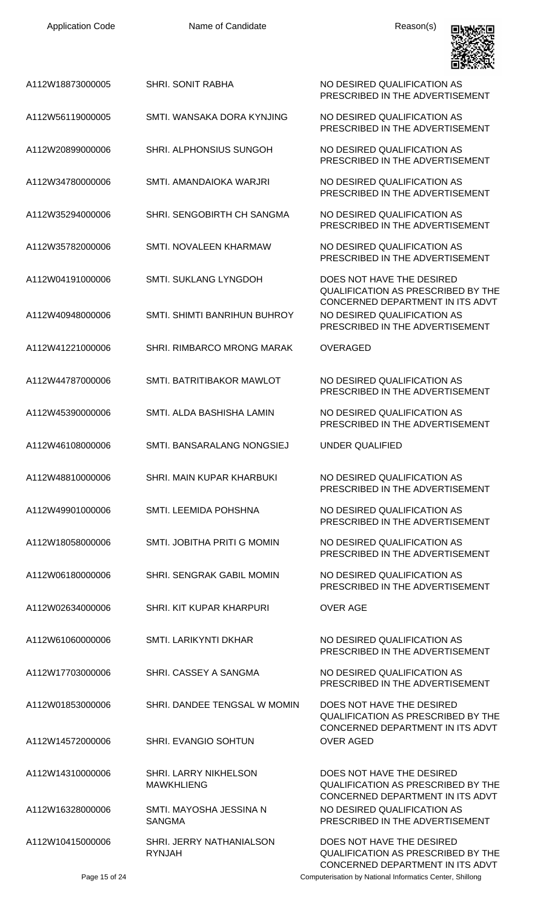| Application Code | Name of Candidate | Reason(s) |
|---|---|---|
| A112W18873000005 | SHRI. SONIT RABHA | NO DESIRED QUALIFICATION AS PRESCRIBED IN THE ADVERTISEMENT |
| A112W56119000005 | SMTI. WANSAKA DORA KYNJING | NO DESIRED QUALIFICATION AS PRESCRIBED IN THE ADVERTISEMENT |
| A112W20899000006 | SHRI. ALPHONSIUS SUNGOH | NO DESIRED QUALIFICATION AS PRESCRIBED IN THE ADVERTISEMENT |
| A112W34780000006 | SMTI. AMANDAIOKA WARJRI | NO DESIRED QUALIFICATION AS PRESCRIBED IN THE ADVERTISEMENT |
| A112W35294000006 | SHRI. SENGOBIRTH CH SANGMA | NO DESIRED QUALIFICATION AS PRESCRIBED IN THE ADVERTISEMENT |
| A112W35782000006 | SMTI. NOVALEEN KHARMAW | NO DESIRED QUALIFICATION AS PRESCRIBED IN THE ADVERTISEMENT |
| A112W04191000006 | SMTI. SUKLANG LYNGDOH | DOES NOT HAVE THE DESIRED QUALIFICATION AS PRESCRIBED BY THE CONCERNED DEPARTMENT IN ITS ADVT |
| A112W40948000006 | SMTI. SHIMTI BANRIHUN BUHROY | NO DESIRED QUALIFICATION AS PRESCRIBED IN THE ADVERTISEMENT |
| A112W41221000006 | SHRI. RIMBARCO MRONG MARAK | OVERAGED |
| A112W44787000006 | SMTI. BATRITIBAKOR MAWLOT | NO DESIRED QUALIFICATION AS PRESCRIBED IN THE ADVERTISEMENT |
| A112W45390000006 | SMTI. ALDA BASHISHA LAMIN | NO DESIRED QUALIFICATION AS PRESCRIBED IN THE ADVERTISEMENT |
| A112W46108000006 | SMTI. BANSARALANG NONGSIEJ | UNDER QUALIFIED |
| A112W48810000006 | SHRI. MAIN KUPAR KHARBUKI | NO DESIRED QUALIFICATION AS PRESCRIBED IN THE ADVERTISEMENT |
| A112W49901000006 | SMTI. LEEMIDA POHSHNA | NO DESIRED QUALIFICATION AS PRESCRIBED IN THE ADVERTISEMENT |
| A112W18058000006 | SMTI. JOBITHA PRITI G MOMIN | NO DESIRED QUALIFICATION AS PRESCRIBED IN THE ADVERTISEMENT |
| A112W06180000006 | SHRI. SENGRAK GABIL MOMIN | NO DESIRED QUALIFICATION AS PRESCRIBED IN THE ADVERTISEMENT |
| A112W02634000006 | SHRI. KIT KUPAR KHARPURI | OVER AGE |
| A112W61060000006 | SMTI. LARIKYNTI DKHAR | NO DESIRED QUALIFICATION AS PRESCRIBED IN THE ADVERTISEMENT |
| A112W17703000006 | SHRI. CASSEY A SANGMA | NO DESIRED QUALIFICATION AS PRESCRIBED IN THE ADVERTISEMENT |
| A112W01853000006 | SHRI. DANDEE TENGSAL W MOMIN | DOES NOT HAVE THE DESIRED QUALIFICATION AS PRESCRIBED BY THE CONCERNED DEPARTMENT IN ITS ADVT |
| A112W14572000006 | SHRI. EVANGIO SOHTUN | OVER AGED |
| A112W14310000006 | SHRI. LARRY NIKHELSON MAWKHLIENG | DOES NOT HAVE THE DESIRED QUALIFICATION AS PRESCRIBED BY THE CONCERNED DEPARTMENT IN ITS ADVT |
| A112W16328000006 | SMTI. MAYOSHA JESSINA N SANGMA | NO DESIRED QUALIFICATION AS PRESCRIBED IN THE ADVERTISEMENT |
| A112W10415000006 | SHRI. JERRY NATHANIALSON RYNJAH | DOES NOT HAVE THE DESIRED QUALIFICATION AS PRESCRIBED BY THE CONCERNED DEPARTMENT IN ITS ADVT |

Computerisation by National Informatics Center, Shillong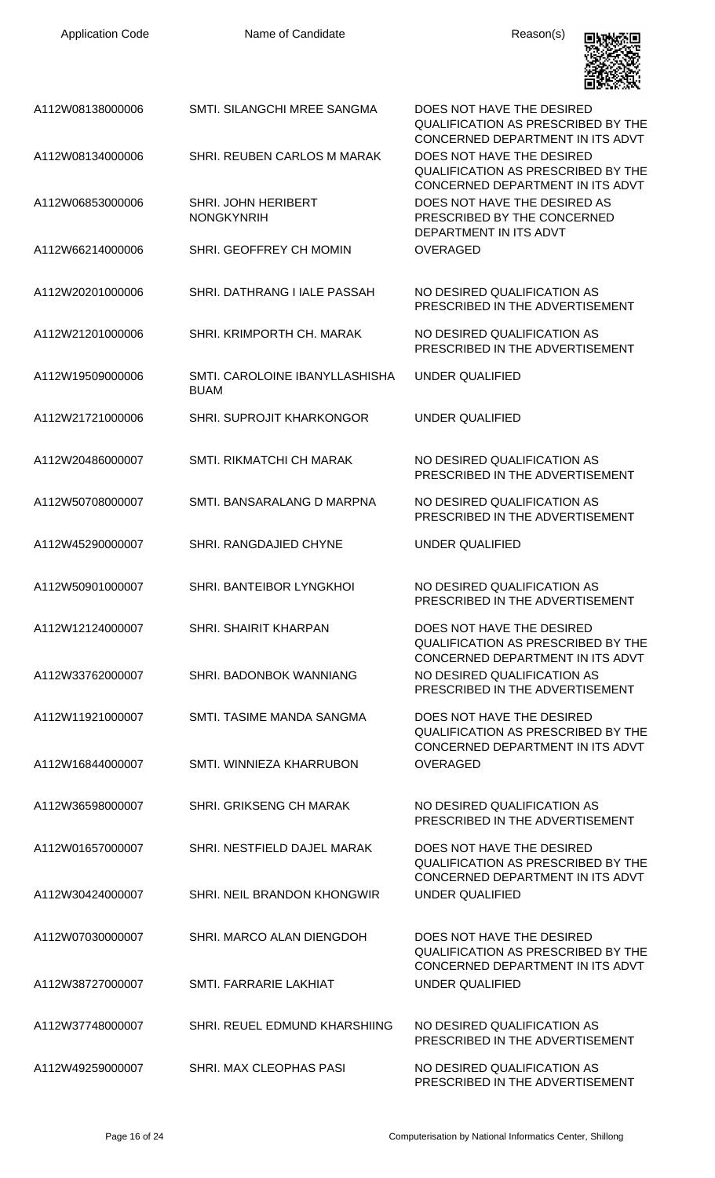| Application Code | Name of Candidate | Reason(s) |
|---|---|---|
| A112W08138000006 | SMTI. SILANGCHI MREE SANGMA | DOES NOT HAVE THE DESIRED QUALIFICATION AS PRESCRIBED BY THE CONCERNED DEPARTMENT IN ITS ADVT |
| A112W08134000006 | SHRI. REUBEN CARLOS M MARAK | DOES NOT HAVE THE DESIRED QUALIFICATION AS PRESCRIBED BY THE CONCERNED DEPARTMENT IN ITS ADVT |
| A112W06853000006 | SHRI. JOHN HERIBERT NONGKYNRIH | DOES NOT HAVE THE DESIRED AS PRESCRIBED BY THE CONCERNED DEPARTMENT IN ITS ADVT |
| A112W66214000006 | SHRI. GEOFFREY CH MOMIN | OVERAGED |
| A112W20201000006 | SHRI. DATHRANG I IALE PASSAH | NO DESIRED QUALIFICATION AS PRESCRIBED IN THE ADVERTISEMENT |
| A112W21201000006 | SHRI. KRIMPORTH CH. MARAK | NO DESIRED QUALIFICATION AS PRESCRIBED IN THE ADVERTISEMENT |
| A112W19509000006 | SMTI. CAROLOINE IBANYLLASHISHA BUAM | UNDER QUALIFIED |
| A112W21721000006 | SHRI. SUPROJIT KHARKONGOR | UNDER QUALIFIED |
| A112W20486000007 | SMTI. RIKMATCHI CH MARAK | NO DESIRED QUALIFICATION AS PRESCRIBED IN THE ADVERTISEMENT |
| A112W50708000007 | SMTI. BANSARALANG D MARPNA | NO DESIRED QUALIFICATION AS PRESCRIBED IN THE ADVERTISEMENT |
| A112W45290000007 | SHRI. RANGDAJIED CHYNE | UNDER QUALIFIED |
| A112W50901000007 | SHRI. BANTEIBOR LYNGKHOI | NO DESIRED QUALIFICATION AS PRESCRIBED IN THE ADVERTISEMENT |
| A112W12124000007 | SHRI. SHAIRIT KHARPAN | DOES NOT HAVE THE DESIRED QUALIFICATION AS PRESCRIBED BY THE CONCERNED DEPARTMENT IN ITS ADVT |
| A112W33762000007 | SHRI. BADONBOK WANNIANG | NO DESIRED QUALIFICATION AS PRESCRIBED IN THE ADVERTISEMENT |
| A112W11921000007 | SMTI. TASIME MANDA SANGMA | DOES NOT HAVE THE DESIRED QUALIFICATION AS PRESCRIBED BY THE CONCERNED DEPARTMENT IN ITS ADVT |
| A112W16844000007 | SMTI. WINNIEZA KHARRUBON | OVERAGED |
| A112W36598000007 | SHRI. GRIKSENG CH MARAK | NO DESIRED QUALIFICATION AS PRESCRIBED IN THE ADVERTISEMENT |
| A112W01657000007 | SHRI. NESTFIELD DAJEL MARAK | DOES NOT HAVE THE DESIRED QUALIFICATION AS PRESCRIBED BY THE CONCERNED DEPARTMENT IN ITS ADVT |
| A112W30424000007 | SHRI. NEIL BRANDON KHONGWIR | UNDER QUALIFIED |
| A112W07030000007 | SHRI. MARCO ALAN DIENGDOH | DOES NOT HAVE THE DESIRED QUALIFICATION AS PRESCRIBED BY THE CONCERNED DEPARTMENT IN ITS ADVT |
| A112W38727000007 | SMTI. FARRARIE LAKHIAT | UNDER QUALIFIED |
| A112W37748000007 | SHRI. REUEL EDMUND KHARSHIING | NO DESIRED QUALIFICATION AS PRESCRIBED IN THE ADVERTISEMENT |
| A112W49259000007 | SHRI. MAX CLEOPHAS PASI | NO DESIRED QUALIFICATION AS PRESCRIBED IN THE ADVERTISEMENT |

Computerisation by National Informatics Center, Shillong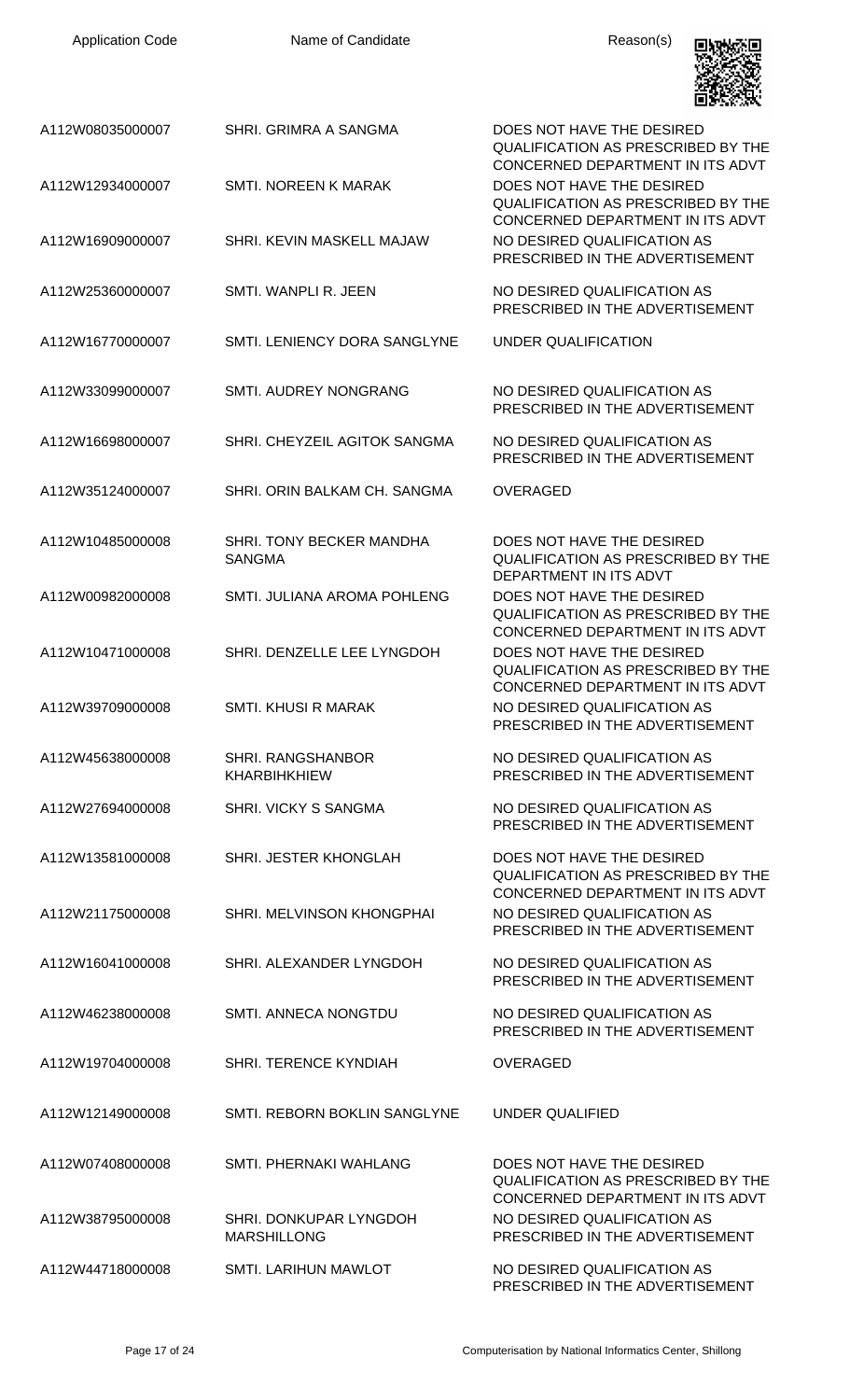| Application Code | Name of Candidate | Reason(s) |
| --- | --- | --- |
| A112W08035000007 | SHRI. GRIMRA A SANGMA | DOES NOT HAVE THE DESIRED QUALIFICATION AS PRESCRIBED BY THE CONCERNED DEPARTMENT IN ITS ADVT |
| A112W12934000007 | SMTI. NOREEN K MARAK | DOES NOT HAVE THE DESIRED QUALIFICATION AS PRESCRIBED BY THE CONCERNED DEPARTMENT IN ITS ADVT |
| A112W16909000007 | SHRI. KEVIN MASKELL MAJAW | NO DESIRED QUALIFICATION AS PRESCRIBED IN THE ADVERTISEMENT |
| A112W25360000007 | SMTI. WANPLI R. JEEN | NO DESIRED QUALIFICATION AS PRESCRIBED IN THE ADVERTISEMENT |
| A112W16770000007 | SMTI. LENIENCY DORA SANGLYNE | UNDER QUALIFICATION |
| A112W33099000007 | SMTI. AUDREY NONGRANG | NO DESIRED QUALIFICATION AS PRESCRIBED IN THE ADVERTISEMENT |
| A112W16698000007 | SHRI. CHEYZEIL AGITOK SANGMA | NO DESIRED QUALIFICATION AS PRESCRIBED IN THE ADVERTISEMENT |
| A112W35124000007 | SHRI. ORIN BALKAM CH. SANGMA | OVERAGED |
| A112W10485000008 | SHRI. TONY BECKER MANDHA SANGMA | DOES NOT HAVE THE DESIRED QUALIFICATION AS PRESCRIBED BY THE DEPARTMENT IN ITS ADVT |
| A112W00982000008 | SMTI. JULIANA AROMA POHLENG | DOES NOT HAVE THE DESIRED QUALIFICATION AS PRESCRIBED BY THE CONCERNED DEPARTMENT IN ITS ADVT |
| A112W10471000008 | SHRI. DENZELLE LEE LYNGDOH | DOES NOT HAVE THE DESIRED QUALIFICATION AS PRESCRIBED BY THE CONCERNED DEPARTMENT IN ITS ADVT |
| A112W39709000008 | SMTI. KHUSI R MARAK | NO DESIRED QUALIFICATION AS PRESCRIBED IN THE ADVERTISEMENT |
| A112W45638000008 | SHRI. RANGSHANBOR KHARBIHKHIEW | NO DESIRED QUALIFICATION AS PRESCRIBED IN THE ADVERTISEMENT |
| A112W27694000008 | SHRI. VICKY S SANGMA | NO DESIRED QUALIFICATION AS PRESCRIBED IN THE ADVERTISEMENT |
| A112W13581000008 | SHRI. JESTER KHONGLAH | DOES NOT HAVE THE DESIRED QUALIFICATION AS PRESCRIBED BY THE CONCERNED DEPARTMENT IN ITS ADVT |
| A112W21175000008 | SHRI. MELVINSON KHONGPHAI | NO DESIRED QUALIFICATION AS PRESCRIBED IN THE ADVERTISEMENT |
| A112W16041000008 | SHRI. ALEXANDER LYNGDOH | NO DESIRED QUALIFICATION AS PRESCRIBED IN THE ADVERTISEMENT |
| A112W46238000008 | SMTI. ANNECA NONGTDU | NO DESIRED QUALIFICATION AS PRESCRIBED IN THE ADVERTISEMENT |
| A112W19704000008 | SHRI. TERENCE KYNDIAH | OVERAGED |
| A112W12149000008 | SMTI. REBORN BOKLIN SANGLYNE | UNDER QUALIFIED |
| A112W07408000008 | SMTI. PHERNAKI WAHLANG | DOES NOT HAVE THE DESIRED QUALIFICATION AS PRESCRIBED BY THE CONCERNED DEPARTMENT IN ITS ADVT |
| A112W38795000008 | SHRI. DONKUPAR LYNGDOH MARSHILLONG | NO DESIRED QUALIFICATION AS PRESCRIBED IN THE ADVERTISEMENT |
| A112W44718000008 | SMTI. LARIHUN MAWLOT | NO DESIRED QUALIFICATION AS PRESCRIBED IN THE ADVERTISEMENT |

Computerisation by National Informatics Center, Shillong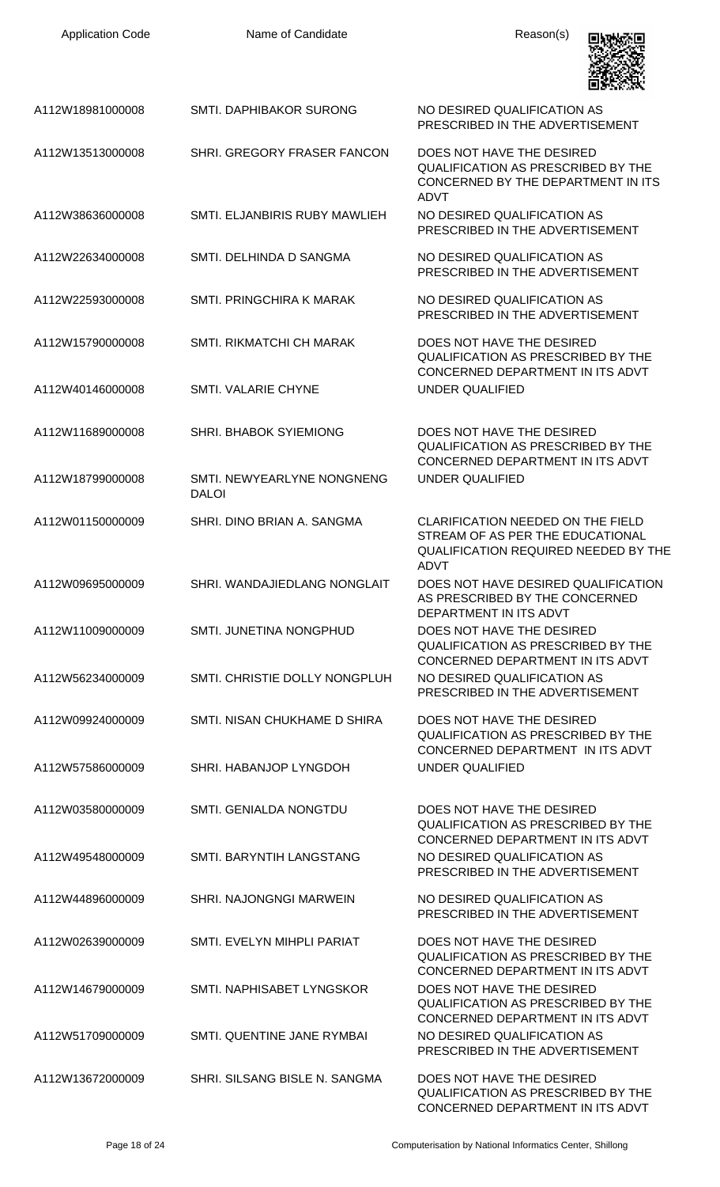| Application Code | Name of Candidate | Reason(s) |
| --- | --- | --- |
| A112W18981000008 | SMTI. DAPHIBAKOR SURONG | NO DESIRED QUALIFICATION AS PRESCRIBED IN THE ADVERTISEMENT |
| A112W13513000008 | SHRI. GREGORY FRASER FANCON | DOES NOT HAVE THE DESIRED QUALIFICATION AS PRESCRIBED BY THE CONCERNED BY THE DEPARTMENT IN ITS ADVT |
| A112W38636000008 | SMTI. ELJANBIRIS RUBY MAWLIEH | NO DESIRED QUALIFICATION AS PRESCRIBED IN THE ADVERTISEMENT |
| A112W22634000008 | SMTI. DELHINDA D SANGMA | NO DESIRED QUALIFICATION AS PRESCRIBED IN THE ADVERTISEMENT |
| A112W22593000008 | SMTI. PRINGCHIRA K MARAK | NO DESIRED QUALIFICATION AS PRESCRIBED IN THE ADVERTISEMENT |
| A112W15790000008 | SMTI. RIKMATCHI CH MARAK | DOES NOT HAVE THE DESIRED QUALIFICATION AS PRESCRIBED BY THE CONCERNED DEPARTMENT IN ITS ADVT |
| A112W40146000008 | SMTI. VALARIE CHYNE | UNDER QUALIFIED |
| A112W11689000008 | SHRI. BHABOK SYIEMIONG | DOES NOT HAVE THE DESIRED QUALIFICATION AS PRESCRIBED BY THE CONCERNED DEPARTMENT IN ITS ADVT |
| A112W18799000008 | SMTI. NEWYEARLYNE NONGNENG DALOI | UNDER QUALIFIED |
| A112W01150000009 | SHRI. DINO BRIAN A. SANGMA | CLARIFICATION NEEDED ON THE FIELD STREAM OF AS PER THE EDUCATIONAL QUALIFICATION REQUIRED NEEDED BY THE ADVT |
| A112W09695000009 | SHRI. WANDAJIEDLANG NONGLAIT | DOES NOT HAVE DESIRED QUALIFICATION AS PRESCRIBED BY THE CONCERNED DEPARTMENT IN ITS ADVT |
| A112W11009000009 | SMTI. JUNETINA NONGPHUD | DOES NOT HAVE THE DESIRED QUALIFICATION AS PRESCRIBED BY THE CONCERNED DEPARTMENT IN ITS ADVT |
| A112W56234000009 | SMTI. CHRISTIE DOLLY NONGPLUH | NO DESIRED QUALIFICATION AS PRESCRIBED IN THE ADVERTISEMENT |
| A112W09924000009 | SMTI. NISAN CHUKHAME D SHIRA | DOES NOT HAVE THE DESIRED QUALIFICATION AS PRESCRIBED BY THE CONCERNED DEPARTMENT IN ITS ADVT |
| A112W57586000009 | SHRI. HABANJOP LYNGDOH | UNDER QUALIFIED |
| A112W03580000009 | SMTI. GENIALDA NONGTDU | DOES NOT HAVE THE DESIRED QUALIFICATION AS PRESCRIBED BY THE CONCERNED DEPARTMENT IN ITS ADVT |
| A112W49548000009 | SMTI. BARYNTIH LANGSTANG | NO DESIRED QUALIFICATION AS PRESCRIBED IN THE ADVERTISEMENT |
| A112W44896000009 | SHRI. NAJONGNGI MARWEIN | NO DESIRED QUALIFICATION AS PRESCRIBED IN THE ADVERTISEMENT |
| A112W02639000009 | SMTI. EVELYN MIHPLI PARIAT | DOES NOT HAVE THE DESIRED QUALIFICATION AS PRESCRIBED BY THE CONCERNED DEPARTMENT IN ITS ADVT |
| A112W14679000009 | SMTI. NAPHISABET LYNGSKOR | DOES NOT HAVE THE DESIRED QUALIFICATION AS PRESCRIBED BY THE CONCERNED DEPARTMENT IN ITS ADVT |
| A112W51709000009 | SMTI. QUENTINE JANE RYMBAI | NO DESIRED QUALIFICATION AS PRESCRIBED IN THE ADVERTISEMENT |
| A112W13672000009 | SHRI. SILSANG BISLE N. SANGMA | DOES NOT HAVE THE DESIRED QUALIFICATION AS PRESCRIBED BY THE CONCERNED DEPARTMENT IN ITS ADVT |

Computerisation by National Informatics Center, Shillong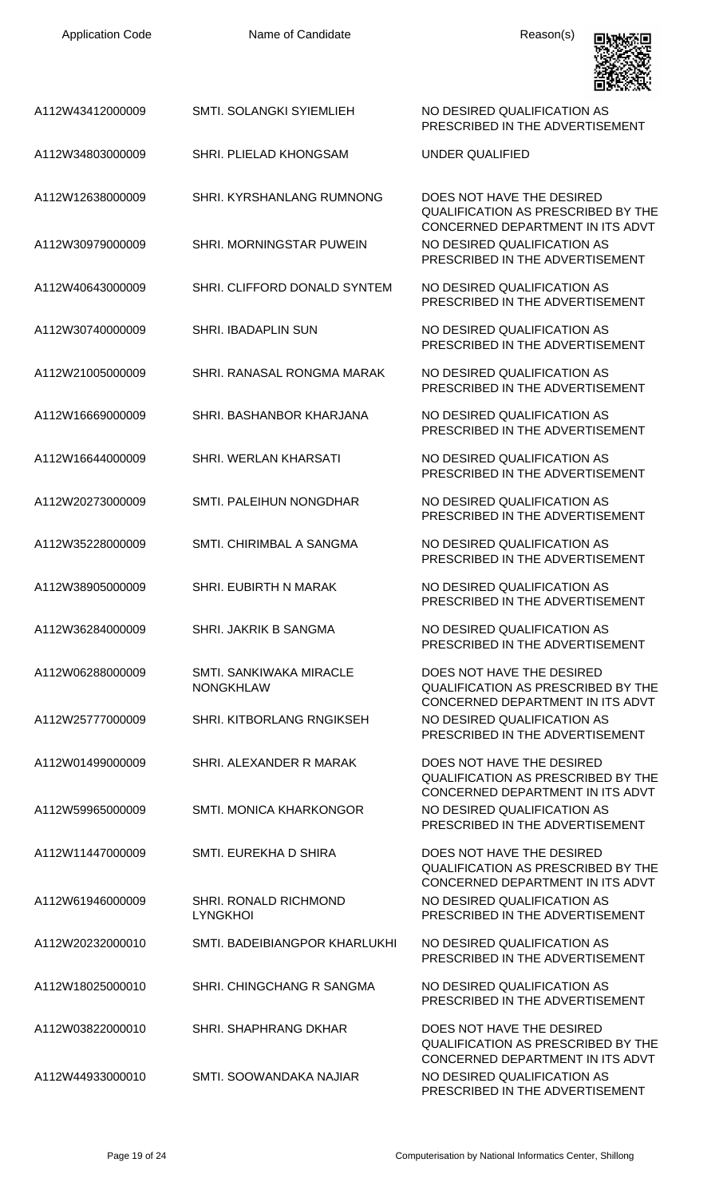| Application Code | Name of Candidate | Reason(s) |
| --- | --- | --- |
| A112W43412000009 | SMTI. SOLANGKI SYIEMLIEH | NO DESIRED QUALIFICATION AS PRESCRIBED IN THE ADVERTISEMENT |
| A112W34803000009 | SHRI. PLIELAD KHONGSAM | UNDER QUALIFIED |
| A112W12638000009 | SHRI. KYRSHANLANG RUMNONG | DOES NOT HAVE THE DESIRED QUALIFICATION AS PRESCRIBED BY THE CONCERNED DEPARTMENT IN ITS ADVT |
| A112W30979000009 | SHRI. MORNINGSTAR PUWEIN | NO DESIRED QUALIFICATION AS PRESCRIBED IN THE ADVERTISEMENT |
| A112W40643000009 | SHRI. CLIFFORD DONALD SYNTEM | NO DESIRED QUALIFICATION AS PRESCRIBED IN THE ADVERTISEMENT |
| A112W30740000009 | SHRI. IBADAPLIN SUN | NO DESIRED QUALIFICATION AS PRESCRIBED IN THE ADVERTISEMENT |
| A112W21005000009 | SHRI. RANASAL RONGMA MARAK | NO DESIRED QUALIFICATION AS PRESCRIBED IN THE ADVERTISEMENT |
| A112W16669000009 | SHRI. BASHANBOR KHARJANA | NO DESIRED QUALIFICATION AS PRESCRIBED IN THE ADVERTISEMENT |
| A112W16644000009 | SHRI. WERLAN KHARSATI | NO DESIRED QUALIFICATION AS PRESCRIBED IN THE ADVERTISEMENT |
| A112W20273000009 | SMTI. PALEIHUN NONGDHAR | NO DESIRED QUALIFICATION AS PRESCRIBED IN THE ADVERTISEMENT |
| A112W35228000009 | SMTI. CHIRIMBAL A SANGMA | NO DESIRED QUALIFICATION AS PRESCRIBED IN THE ADVERTISEMENT |
| A112W38905000009 | SHRI. EUBIRTH N MARAK | NO DESIRED QUALIFICATION AS PRESCRIBED IN THE ADVERTISEMENT |
| A112W36284000009 | SHRI. JAKRIK B SANGMA | NO DESIRED QUALIFICATION AS PRESCRIBED IN THE ADVERTISEMENT |
| A112W06288000009 | SMTI. SANKIWAKA MIRACLE NONGKHLAW | DOES NOT HAVE THE DESIRED QUALIFICATION AS PRESCRIBED BY THE CONCERNED DEPARTMENT IN ITS ADVT |
| A112W25777000009 | SHRI. KITBORLANG RNGIKSEH | NO DESIRED QUALIFICATION AS PRESCRIBED IN THE ADVERTISEMENT |
| A112W01499000009 | SHRI. ALEXANDER R MARAK | DOES NOT HAVE THE DESIRED QUALIFICATION AS PRESCRIBED BY THE CONCERNED DEPARTMENT IN ITS ADVT |
| A112W59965000009 | SMTI. MONICA KHARKONGOR | NO DESIRED QUALIFICATION AS PRESCRIBED IN THE ADVERTISEMENT |
| A112W11447000009 | SMTI. EUREKHA D SHIRA | DOES NOT HAVE THE DESIRED QUALIFICATION AS PRESCRIBED BY THE CONCERNED DEPARTMENT IN ITS ADVT |
| A112W61946000009 | SHRI. RONALD RICHMOND LYNGKHOI | NO DESIRED QUALIFICATION AS PRESCRIBED IN THE ADVERTISEMENT |
| A112W20232000010 | SMTI. BADEIBIANGPOR KHARLUKHI | NO DESIRED QUALIFICATION AS PRESCRIBED IN THE ADVERTISEMENT |
| A112W18025000010 | SHRI. CHINGCHANG R SANGMA | NO DESIRED QUALIFICATION AS PRESCRIBED IN THE ADVERTISEMENT |
| A112W03822000010 | SHRI. SHAPHRANG DKHAR | DOES NOT HAVE THE DESIRED QUALIFICATION AS PRESCRIBED BY THE CONCERNED DEPARTMENT IN ITS ADVT |
| A112W44933000010 | SMTI. SOOWANDAKA NAJIAR | NO DESIRED QUALIFICATION AS PRESCRIBED IN THE ADVERTISEMENT |

Computerisation by National Informatics Center, Shillong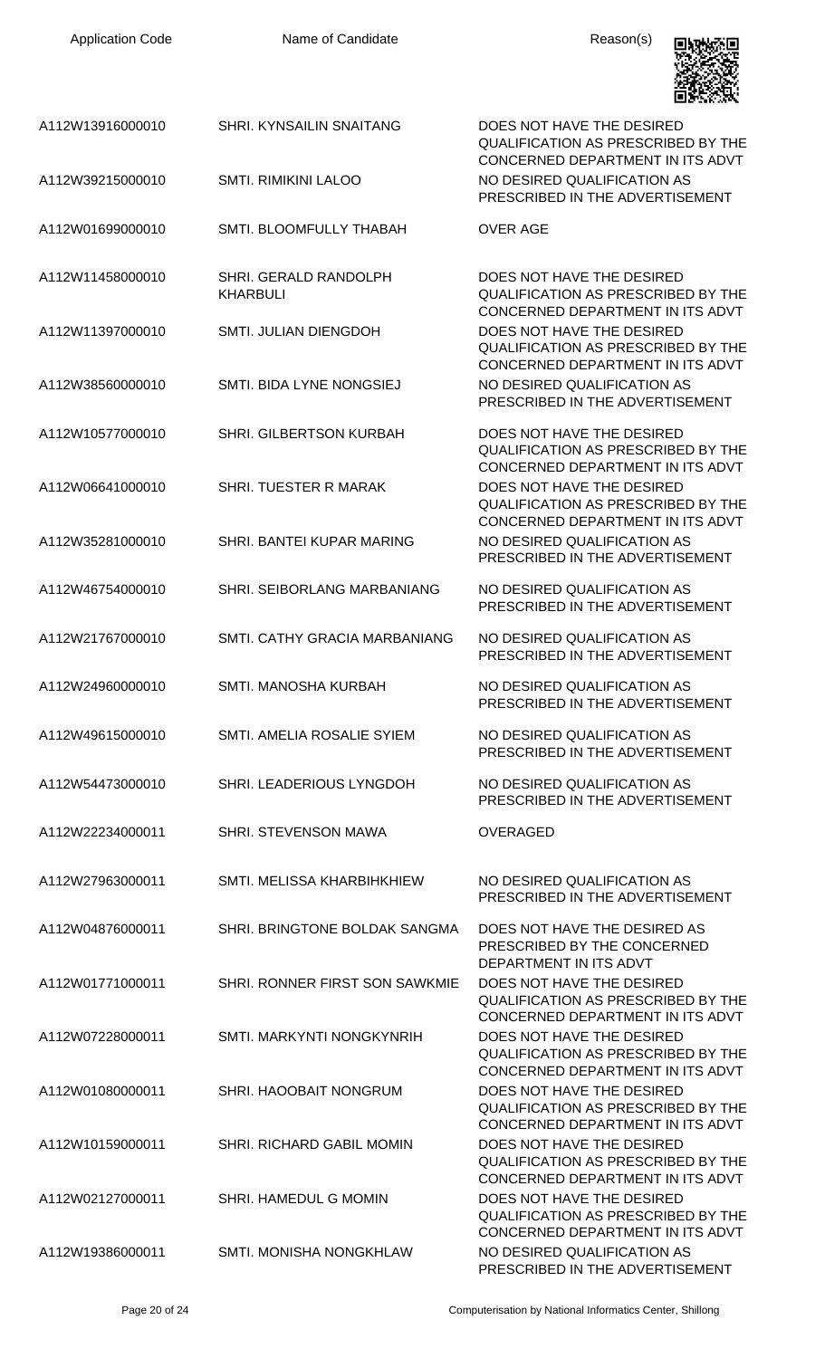| Application Code | Name of Candidate | Reason(s) |
|---|---|---|
| A112W13916000010 | SHRI. KYNSAILIN SNAITANG | DOES NOT HAVE THE DESIRED QUALIFICATION AS PRESCRIBED BY THE CONCERNED DEPARTMENT IN ITS ADVT |
| A112W39215000010 | SMTI. RIMIKINI LALOO | NO DESIRED QUALIFICATION AS PRESCRIBED IN THE ADVERTISEMENT |
| A112W01699000010 | SMTI. BLOOMFULLY THABAH | OVER AGE |
| A112W11458000010 | SHRI. GERALD RANDOLPH KHARBULI | DOES NOT HAVE THE DESIRED QUALIFICATION AS PRESCRIBED BY THE CONCERNED DEPARTMENT IN ITS ADVT |
| A112W11397000010 | SMTI. JULIAN DIENGDOH | DOES NOT HAVE THE DESIRED QUALIFICATION AS PRESCRIBED BY THE CONCERNED DEPARTMENT IN ITS ADVT |
| A112W38560000010 | SMTI. BIDA LYNE NONGSIEJ | NO DESIRED QUALIFICATION AS PRESCRIBED IN THE ADVERTISEMENT |
| A112W10577000010 | SHRI. GILBERTSON KURBAH | DOES NOT HAVE THE DESIRED QUALIFICATION AS PRESCRIBED BY THE CONCERNED DEPARTMENT IN ITS ADVT |
| A112W06641000010 | SHRI. TUESTER R MARAK | DOES NOT HAVE THE DESIRED QUALIFICATION AS PRESCRIBED BY THE CONCERNED DEPARTMENT IN ITS ADVT |
| A112W35281000010 | SHRI. BANTEI KUPAR MARING | NO DESIRED QUALIFICATION AS PRESCRIBED IN THE ADVERTISEMENT |
| A112W46754000010 | SHRI. SEIBORLANG MARBANIANG | NO DESIRED QUALIFICATION AS PRESCRIBED IN THE ADVERTISEMENT |
| A112W21767000010 | SMTI. CATHY GRACIA MARBANIANG | NO DESIRED QUALIFICATION AS PRESCRIBED IN THE ADVERTISEMENT |
| A112W24960000010 | SMTI. MANOSHA KURBAH | NO DESIRED QUALIFICATION AS PRESCRIBED IN THE ADVERTISEMENT |
| A112W49615000010 | SMTI. AMELIA ROSALIE SYIEM | NO DESIRED QUALIFICATION AS PRESCRIBED IN THE ADVERTISEMENT |
| A112W54473000010 | SHRI. LEADERIOUS LYNGDOH | NO DESIRED QUALIFICATION AS PRESCRIBED IN THE ADVERTISEMENT |
| A112W22234000011 | SHRI. STEVENSON MAWA | OVERAGED |
| A112W27963000011 | SMTI. MELISSA KHARBIHKHIEW | NO DESIRED QUALIFICATION AS PRESCRIBED IN THE ADVERTISEMENT |
| A112W04876000011 | SHRI. BRINGTONE BOLDAK SANGMA | DOES NOT HAVE THE DESIRED AS PRESCRIBED BY THE CONCERNED DEPARTMENT IN ITS ADVT |
| A112W01771000011 | SHRI. RONNER FIRST SON SAWKMIE | DOES NOT HAVE THE DESIRED QUALIFICATION AS PRESCRIBED BY THE CONCERNED DEPARTMENT IN ITS ADVT |
| A112W07228000011 | SMTI. MARKYNTI NONGKYNRIH | DOES NOT HAVE THE DESIRED QUALIFICATION AS PRESCRIBED BY THE CONCERNED DEPARTMENT IN ITS ADVT |
| A112W01080000011 | SHRI. HAOOBAIT NONGRUM | DOES NOT HAVE THE DESIRED QUALIFICATION AS PRESCRIBED BY THE CONCERNED DEPARTMENT IN ITS ADVT |
| A112W10159000011 | SHRI. RICHARD GABIL MOMIN | DOES NOT HAVE THE DESIRED QUALIFICATION AS PRESCRIBED BY THE CONCERNED DEPARTMENT IN ITS ADVT |
| A112W02127000011 | SHRI. HAMEDUL G MOMIN | DOES NOT HAVE THE DESIRED QUALIFICATION AS PRESCRIBED BY THE CONCERNED DEPARTMENT IN ITS ADVT |
| A112W19386000011 | SMTI. MONISHA NONGKHLAW | NO DESIRED QUALIFICATION AS PRESCRIBED IN THE ADVERTISEMENT |

Computerisation by National Informatics Center, Shillong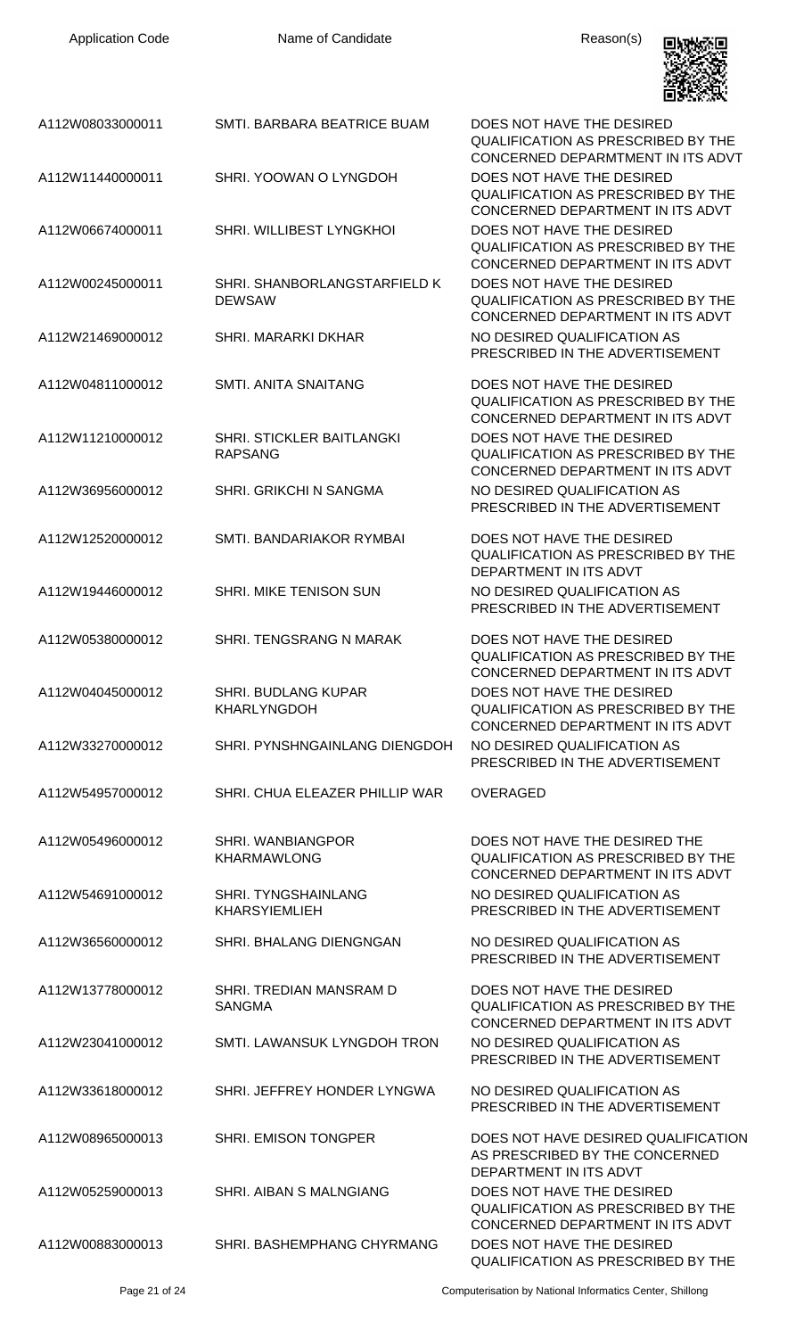| Application Code | Name of Candidate | Reason(s) |
| --- | --- | --- |
| A112W08033000011 | SMTI. BARBARA BEATRICE BUAM | DOES NOT HAVE THE DESIRED QUALIFICATION AS PRESCRIBED BY THE CONCERNED DEPARMTMENT IN ITS ADVT |
| A112W11440000011 | SHRI. YOOWAN O LYNGDOH | DOES NOT HAVE THE DESIRED QUALIFICATION AS PRESCRIBED BY THE CONCERNED DEPARTMENT IN ITS ADVT |
| A112W06674000011 | SHRI. WILLIBEST LYNGKHOI | DOES NOT HAVE THE DESIRED QUALIFICATION AS PRESCRIBED BY THE CONCERNED DEPARTMENT IN ITS ADVT |
| A112W00245000011 | SHRI. SHANBORLANGSTARFIELD K DEWSAW | DOES NOT HAVE THE DESIRED QUALIFICATION AS PRESCRIBED BY THE CONCERNED DEPARTMENT IN ITS ADVT |
| A112W21469000012 | SHRI. MARARKI DKHAR | NO DESIRED QUALIFICATION AS PRESCRIBED IN THE ADVERTISEMENT |
| A112W04811000012 | SMTI. ANITA SNAITANG | DOES NOT HAVE THE DESIRED QUALIFICATION AS PRESCRIBED BY THE CONCERNED DEPARTMENT IN ITS ADVT |
| A112W11210000012 | SHRI. STICKLER BAITLANGKI RAPSANG | DOES NOT HAVE THE DESIRED QUALIFICATION AS PRESCRIBED BY THE CONCERNED DEPARTMENT IN ITS ADVT |
| A112W36956000012 | SHRI. GRIKCHI N SANGMA | NO DESIRED QUALIFICATION AS PRESCRIBED IN THE ADVERTISEMENT |
| A112W12520000012 | SMTI. BANDARIAKOR RYMBAI | DOES NOT HAVE THE DESIRED QUALIFICATION AS PRESCRIBED BY THE DEPARTMENT IN ITS ADVT |
| A112W19446000012 | SHRI. MIKE TENISON SUN | NO DESIRED QUALIFICATION AS PRESCRIBED IN THE ADVERTISEMENT |
| A112W05380000012 | SHRI. TENGSRANG N MARAK | DOES NOT HAVE THE DESIRED QUALIFICATION AS PRESCRIBED BY THE CONCERNED DEPARTMENT IN ITS ADVT |
| A112W04045000012 | SHRI. BUDLANG KUPAR KHARLYNGDOH | DOES NOT HAVE THE DESIRED QUALIFICATION AS PRESCRIBED BY THE CONCERNED DEPARTMENT IN ITS ADVT |
| A112W33270000012 | SHRI. PYNSHNGAINLANG DIENGDOH | NO DESIRED QUALIFICATION AS PRESCRIBED IN THE ADVERTISEMENT |
| A112W54957000012 | SHRI. CHUA ELEAZER PHILLIP WAR | OVERAGED |
| A112W05496000012 | SHRI. WANBIANGPOR KHARMAWLONG | DOES NOT HAVE THE DESIRED THE QUALIFICATION AS PRESCRIBED BY THE CONCERNED DEPARTMENT IN ITS ADVT |
| A112W54691000012 | SHRI. TYNGSHAINLANG KHARSYIEMLIEH | NO DESIRED QUALIFICATION AS PRESCRIBED IN THE ADVERTISEMENT |
| A112W36560000012 | SHRI. BHALANG DIENGNGAN | NO DESIRED QUALIFICATION AS PRESCRIBED IN THE ADVERTISEMENT |
| A112W13778000012 | SHRI. TREDIAN MANSRAM D SANGMA | DOES NOT HAVE THE DESIRED QUALIFICATION AS PRESCRIBED BY THE CONCERNED DEPARTMENT IN ITS ADVT |
| A112W23041000012 | SMTI. LAWANSUK LYNGDOH TRON | NO DESIRED QUALIFICATION AS PRESCRIBED IN THE ADVERTISEMENT |
| A112W33618000012 | SHRI. JEFFREY HONDER LYNGWA | NO DESIRED QUALIFICATION AS PRESCRIBED IN THE ADVERTISEMENT |
| A112W08965000013 | SHRI. EMISON TONGPER | DOES NOT HAVE DESIRED QUALIFICATION AS PRESCRIBED BY THE CONCERNED DEPARTMENT IN ITS ADVT |
| A112W05259000013 | SHRI. AIBAN S MALNGIANG | DOES NOT HAVE THE DESIRED QUALIFICATION AS PRESCRIBED BY THE CONCERNED DEPARTMENT IN ITS ADVT |
| A112W00883000013 | SHRI. BASHEMPHANG CHYRMANG | DOES NOT HAVE THE DESIRED QUALIFICATION AS PRESCRIBED BY THE |

Computerisation by National Informatics Center, Shillong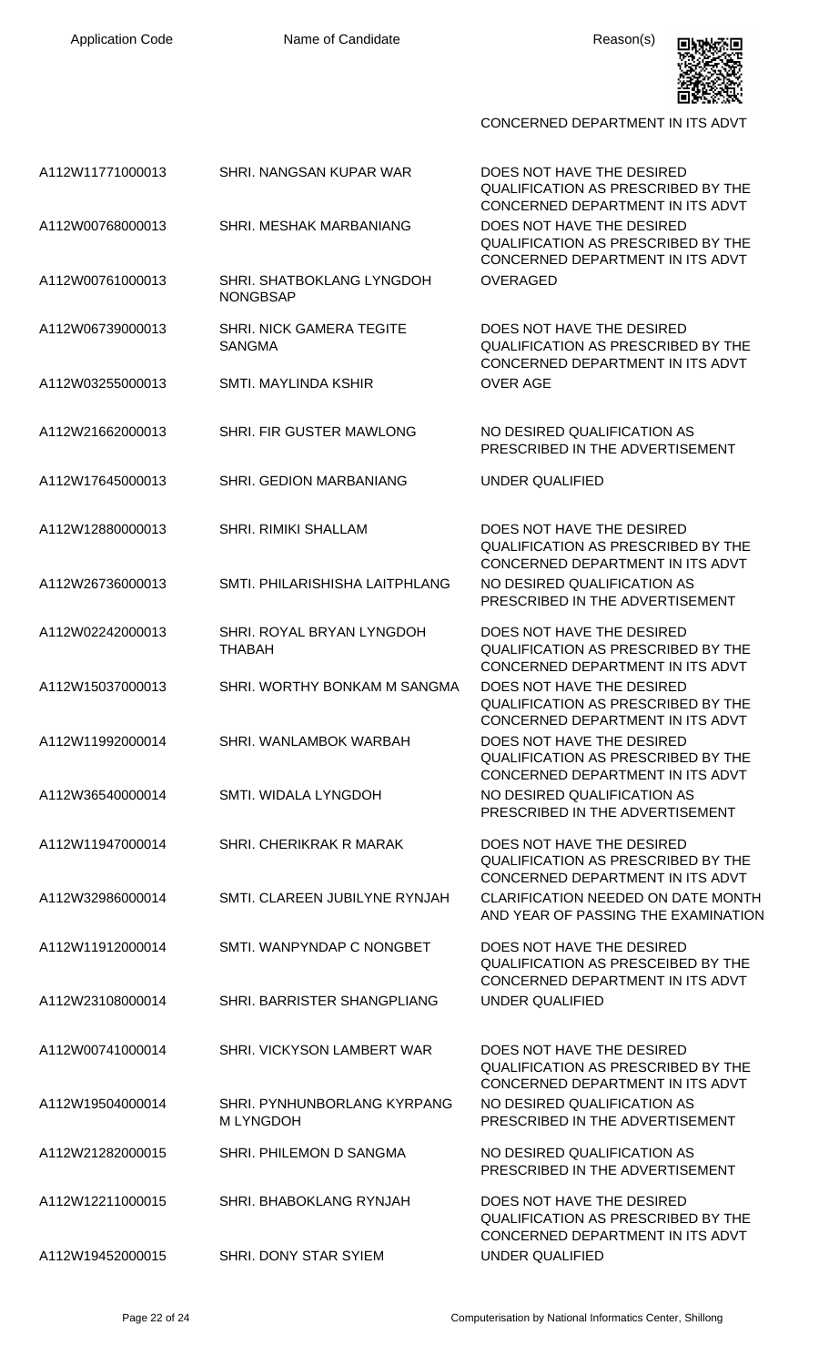| Application Code | Name of Candidate | Reason(s) |
|---|---|---|
| | | CONCERNED DEPARTMENT IN ITS ADVT |
| A112W11771000013 | SHRI. NANGSAN KUPAR WAR | DOES NOT HAVE THE DESIRED QUALIFICATION AS PRESCRIBED BY THE CONCERNED DEPARTMENT IN ITS ADVT |
| A112W00768000013 | SHRI. MESHAK MARBANIANG | DOES NOT HAVE THE DESIRED QUALIFICATION AS PRESCRIBED BY THE CONCERNED DEPARTMENT IN ITS ADVT |
| A112W00761000013 | SHRI. SHATBOKLANG LYNGDOH NONGBSAP | OVERAGED |
| A112W06739000013 | SHRI. NICK GAMERA TEGITE SANGMA | DOES NOT HAVE THE DESIRED QUALIFICATION AS PRESCRIBED BY THE CONCERNED DEPARTMENT IN ITS ADVT |
| A112W03255000013 | SMTI. MAYLINDA KSHIR | OVER AGE |
| A112W21662000013 | SHRI. FIR GUSTER MAWLONG | NO DESIRED QUALIFICATION AS PRESCRIBED IN THE ADVERTISEMENT |
| A112W17645000013 | SHRI. GEDION MARBANIANG | UNDER QUALIFIED |
| A112W12880000013 | SHRI. RIMIKI SHALLAM | DOES NOT HAVE THE DESIRED QUALIFICATION AS PRESCRIBED BY THE CONCERNED DEPARTMENT IN ITS ADVT |
| A112W26736000013 | SMTI. PHILARISHISHA LAITPHLANG | NO DESIRED QUALIFICATION AS PRESCRIBED IN THE ADVERTISEMENT |
| A112W02242000013 | SHRI. ROYAL BRYAN LYNGDOH THABAH | DOES NOT HAVE THE DESIRED QUALIFICATION AS PRESCRIBED BY THE CONCERNED DEPARTMENT IN ITS ADVT |
| A112W15037000013 | SHRI. WORTHY BONKAM M SANGMA | DOES NOT HAVE THE DESIRED QUALIFICATION AS PRESCRIBED BY THE CONCERNED DEPARTMENT IN ITS ADVT |
| A112W11992000014 | SHRI. WANLAMBOK WARBAH | DOES NOT HAVE THE DESIRED QUALIFICATION AS PRESCRIBED BY THE CONCERNED DEPARTMENT IN ITS ADVT |
| A112W36540000014 | SMTI. WIDALA LYNGDOH | NO DESIRED QUALIFICATION AS PRESCRIBED IN THE ADVERTISEMENT |
| A112W11947000014 | SHRI. CHERIKRAK R MARAK | DOES NOT HAVE THE DESIRED QUALIFICATION AS PRESCRIBED BY THE CONCERNED DEPARTMENT IN ITS ADVT |
| A112W32986000014 | SMTI. CLAREEN JUBILYNE RYNJAH | CLARIFICATION NEEDED ON DATE MONTH AND YEAR OF PASSING THE EXAMINATION |
| A112W11912000014 | SMTI. WANPYNDAP C NONGBET | DOES NOT HAVE THE DESIRED QUALIFICATION AS PRESCEIBED BY THE CONCERNED DEPARTMENT IN ITS ADVT |
| A112W23108000014 | SHRI. BARRISTER SHANGPLIANG | UNDER QUALIFIED |
| A112W00741000014 | SHRI. VICKYSON LAMBERT WAR | DOES NOT HAVE THE DESIRED QUALIFICATION AS PRESCRIBED BY THE CONCERNED DEPARTMENT IN ITS ADVT |
| A112W19504000014 | SHRI. PYNHUNBORLANG KYRPANG M LYNGDOH | NO DESIRED QUALIFICATION AS PRESCRIBED IN THE ADVERTISEMENT |
| A112W21282000015 | SHRI. PHILEMON D SANGMA | NO DESIRED QUALIFICATION AS PRESCRIBED IN THE ADVERTISEMENT |
| A112W12211000015 | SHRI. BHABOKLANG RYNJAH | DOES NOT HAVE THE DESIRED QUALIFICATION AS PRESCRIBED BY THE CONCERNED DEPARTMENT IN ITS ADVT |
| A112W19452000015 | SHRI. DONY STAR SYIEM | UNDER QUALIFIED |

Computerisation by National Informatics Center, Shillong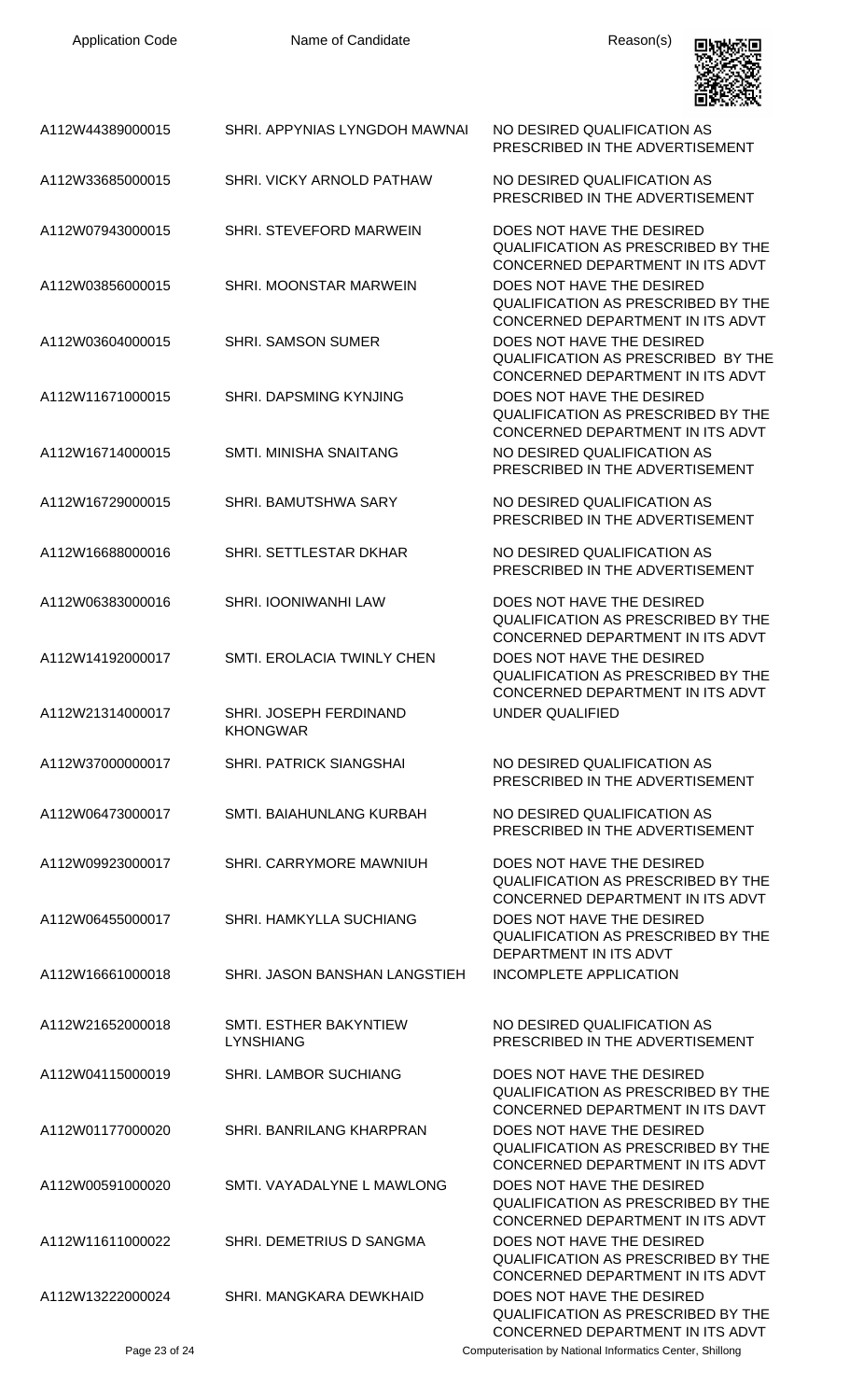| Application Code | Name of Candidate | Reason(s) |
|---|---|---|
| A112W44389000015 | SHRI. APPYNIAS LYNGDOH MAWNAI | NO DESIRED QUALIFICATION AS PRESCRIBED IN THE ADVERTISEMENT |
| A112W33685000015 | SHRI. VICKY ARNOLD PATHAW | NO DESIRED QUALIFICATION AS PRESCRIBED IN THE ADVERTISEMENT |
| A112W07943000015 | SHRI. STEVEFORD MARWEIN | DOES NOT HAVE THE DESIRED QUALIFICATION AS PRESCRIBED BY THE CONCERNED DEPARTMENT IN ITS ADVT |
| A112W03856000015 | SHRI. MOONSTAR MARWEIN | DOES NOT HAVE THE DESIRED QUALIFICATION AS PRESCRIBED BY THE CONCERNED DEPARTMENT IN ITS ADVT |
| A112W03604000015 | SHRI. SAMSON SUMER | DOES NOT HAVE THE DESIRED QUALIFICATION AS PRESCRIBED BY THE CONCERNED DEPARTMENT IN ITS ADVT |
| A112W11671000015 | SHRI. DAPSMING KYNJING | DOES NOT HAVE THE DESIRED QUALIFICATION AS PRESCRIBED BY THE CONCERNED DEPARTMENT IN ITS ADVT |
| A112W16714000015 | SMTI. MINISHA SNAITANG | NO DESIRED QUALIFICATION AS PRESCRIBED IN THE ADVERTISEMENT |
| A112W16729000015 | SHRI. BAMUTSHWA SARY | NO DESIRED QUALIFICATION AS PRESCRIBED IN THE ADVERTISEMENT |
| A112W16688000016 | SHRI. SETTLESTAR DKHAR | NO DESIRED QUALIFICATION AS PRESCRIBED IN THE ADVERTISEMENT |
| A112W06383000016 | SHRI. IOONIWANHI LAW | DOES NOT HAVE THE DESIRED QUALIFICATION AS PRESCRIBED BY THE CONCERNED DEPARTMENT IN ITS ADVT |
| A112W14192000017 | SMTI. EROLACIA TWINLY CHEN | DOES NOT HAVE THE DESIRED QUALIFICATION AS PRESCRIBED BY THE CONCERNED DEPARTMENT IN ITS ADVT |
| A112W21314000017 | SHRI. JOSEPH FERDINAND KHONGWAR | UNDER QUALIFIED |
| A112W37000000017 | SHRI. PATRICK SIANGSHAI | NO DESIRED QUALIFICATION AS PRESCRIBED IN THE ADVERTISEMENT |
| A112W06473000017 | SMTI. BAIAHUNLANG KURBAH | NO DESIRED QUALIFICATION AS PRESCRIBED IN THE ADVERTISEMENT |
| A112W09923000017 | SHRI. CARRYMORE MAWNIUH | DOES NOT HAVE THE DESIRED QUALIFICATION AS PRESCRIBED BY THE CONCERNED DEPARTMENT IN ITS ADVT |
| A112W06455000017 | SHRI. HAMKYLLA SUCHIANG | DOES NOT HAVE THE DESIRED QUALIFICATION AS PRESCRIBED BY THE DEPARTMENT IN ITS ADVT |
| A112W16661000018 | SHRI. JASON BANSHAN LANGSTIEH | INCOMPLETE APPLICATION |
| A112W21652000018 | SMTI. ESTHER BAKYNTIEW LYNSHIANG | NO DESIRED QUALIFICATION AS PRESCRIBED IN THE ADVERTISEMENT |
| A112W04115000019 | SHRI. LAMBOR SUCHIANG | DOES NOT HAVE THE DESIRED QUALIFICATION AS PRESCRIBED BY THE CONCERNED DEPARTMENT IN ITS DAVT |
| A112W01177000020 | SHRI. BANRILANG KHARPRAN | DOES NOT HAVE THE DESIRED QUALIFICATION AS PRESCRIBED BY THE CONCERNED DEPARTMENT IN ITS ADVT |
| A112W00591000020 | SMTI. VAYADALYNE L MAWLONG | DOES NOT HAVE THE DESIRED QUALIFICATION AS PRESCRIBED BY THE CONCERNED DEPARTMENT IN ITS ADVT |
| A112W11611000022 | SHRI. DEMETRIUS D SANGMA | DOES NOT HAVE THE DESIRED QUALIFICATION AS PRESCRIBED BY THE CONCERNED DEPARTMENT IN ITS ADVT |
| A112W13222000024 | SHRI. MANGKARA DEWKHAID | DOES NOT HAVE THE DESIRED QUALIFICATION AS PRESCRIBED BY THE CONCERNED DEPARTMENT IN ITS ADVT |

Computerisation by National Informatics Center, Shillong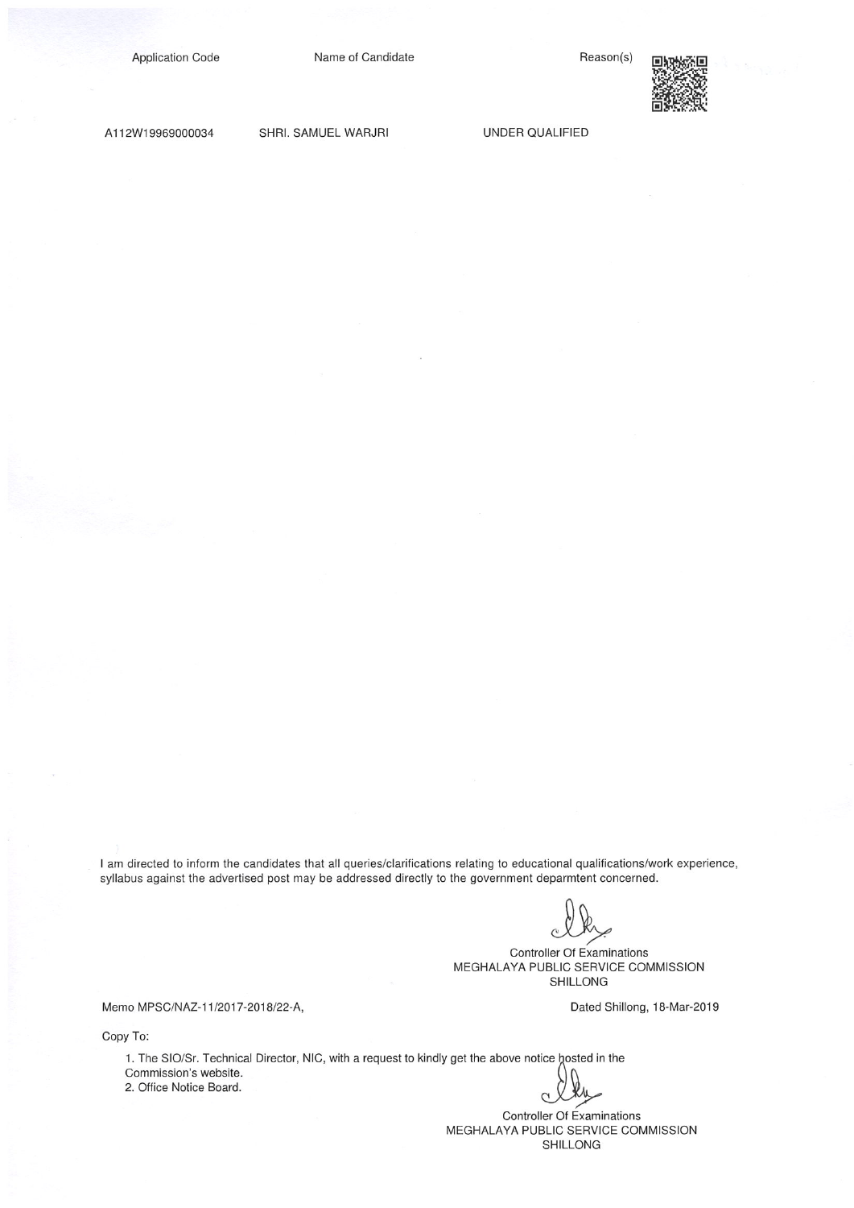| Application Code | Name of Candidate | Reason(s) |
| --- | --- | --- |
| A112W19969000034 | SHRI. SAMUEL WARJRI | UNDER QUALIFIED |

I am directed to inform the candidates that all queries/clarifications relating to educational qualifications/work experience, syllabus against the advertised post may be addressed directly to the government deparmtent concerned.

Controller Of Examinations
MEGHALAYA PUBLIC SERVICE COMMISSION
SHILLONG

Memo MPSC/NAZ-11/2017-2018/22-A,

Dated Shillong, 18-Mar-2019

Copy To:

1. The SIO/Sr. Technical Director, NIC, with a request to kindly get the above notice hosted in the Commission's website.
2. Office Notice Board.

Controller Of Examinations
MEGHALAYA PUBLIC SERVICE COMMISSION
SHILLONG